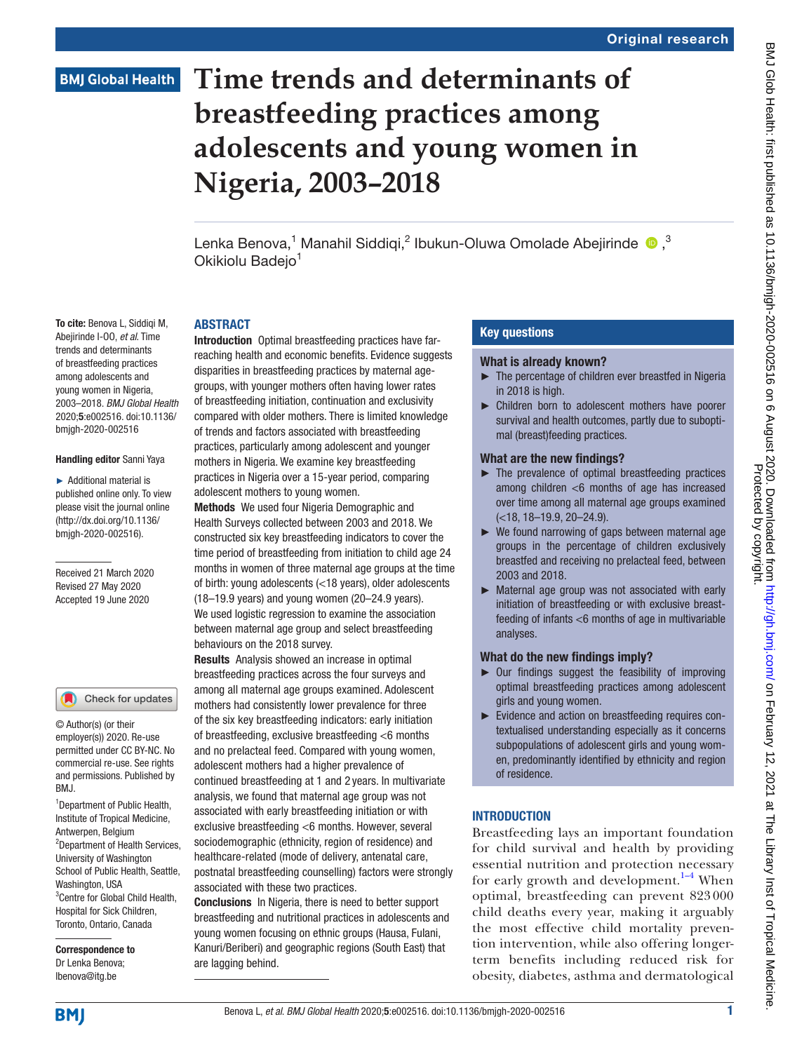Original research

# Time trends and determinants of breastfeeding practices among adolescents and young women in Nigeria, 2003–2018

Lenka Benova,[1] Manahil Siddiqi,[2] Ibukun-Oluwa Omolade Abejirinde,[3] Okikiolu Badejo[1]

**To cite:** Benova L, Siddiqi M, Abejirinde I-OO, *et al*. Time trends and determinants of breastfeeding practices among adolescents and young women in Nigeria, 2003–2018. *BMJ Global Health* 2020;**5**:e002516. doi:10.1136/bmjgh-2020-002516

**Handling editor** Sanni Yaya

► Additional material is published online only. To view please visit the journal online (http://dx.doi.org/10.1136/bmjgh-2020-002516).

Received 21 March 2020
Revised 27 May 2020
Accepted 19 June 2020

© Author(s) (or their employer(s)) 2020. Re-use permitted under CC BY-NC. No commercial re-use. See rights and permissions. Published by BMJ.

[1]Department of Public Health, Institute of Tropical Medicine, Antwerpen, Belgium
[2]Department of Health Services, University of Washington School of Public Health, Seattle, Washington, USA
[3]Centre for Global Child Health, Hospital for Sick Children, Toronto, Ontario, Canada

**Correspondence to**
Dr Lenka Benova;
lbenova@itg.be

## ABSTRACT

**Introduction** Optimal breastfeeding practices have far-reaching health and economic benefits. Evidence suggests disparities in breastfeeding practices by maternal age-groups, with younger mothers often having lower rates of breastfeeding initiation, continuation and exclusivity compared with older mothers. There is limited knowledge of trends and factors associated with breastfeeding practices, particularly among adolescent and younger mothers in Nigeria. We examine key breastfeeding practices in Nigeria over a 15-year period, comparing adolescent mothers to young women.

**Methods** We used four Nigeria Demographic and Health Surveys collected between 2003 and 2018. We constructed six key breastfeeding indicators to cover the time period of breastfeeding from initiation to child age 24 months in women of three maternal age groups at the time of birth: young adolescents (<18 years), older adolescents (18–19.9 years) and young women (20–24.9 years). We used logistic regression to examine the association between maternal age group and select breastfeeding behaviours on the 2018 survey.

**Results** Analysis showed an increase in optimal breastfeeding practices across the four surveys and among all maternal age groups examined. Adolescent mothers had consistently lower prevalence for three of the six key breastfeeding indicators: early initiation of breastfeeding, exclusive breastfeeding <6 months and no prelacteal feed. Compared with young women, adolescent mothers had a higher prevalence of continued breastfeeding at 1 and 2 years. In multivariate analysis, we found that maternal age group was not associated with early breastfeeding initiation or with exclusive breastfeeding <6 months. However, several sociodemographic (ethnicity, region of residence) and healthcare-related (mode of delivery, antenatal care, postnatal breastfeeding counselling) factors were strongly associated with these two practices.

**Conclusions** In Nigeria, there is need to better support breastfeeding and nutritional practices in adolescents and young women focusing on ethnic groups (Hausa, Fulani, Kanuri/Beriberi) and geographic regions (South East) that are lagging behind.

## Key questions

### What is already known?

► The percentage of children ever breastfed in Nigeria in 2018 is high.
► Children born to adolescent mothers have poorer survival and health outcomes, partly due to suboptimal (breast)feeding practices.

### What are the new findings?

► The prevalence of optimal breastfeeding practices among children <6 months of age has increased over time among all maternal age groups examined (<18, 18–19.9, 20–24.9).
► We found narrowing of gaps between maternal age groups in the percentage of children exclusively breastfed and receiving no prelacteal feed, between 2003 and 2018.
► Maternal age group was not associated with early initiation of breastfeeding or with exclusive breastfeeding of infants <6 months of age in multivariable analyses.

### What do the new findings imply?

► Our findings suggest the feasibility of improving optimal breastfeeding practices among adolescent girls and young women.
► Evidence and action on breastfeeding requires contextualised understanding especially as it concerns subpopulations of adolescent girls and young women, predominantly identified by ethnicity and region of residence.

## INTRODUCTION

Breastfeeding lays an important foundation for child survival and health by providing essential nutrition and protection necessary for early growth and development.[1–4] When optimal, breastfeeding can prevent 823 000 child deaths every year, making it arguably the most effective child mortality prevention intervention, while also offering longer-term benefits including reduced risk for obesity, diabetes, asthma and dermatological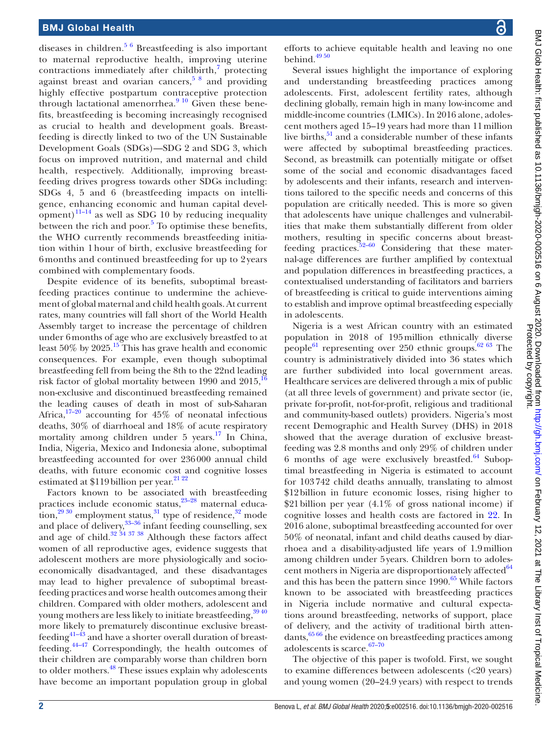diseases in children.[5,6] Breastfeeding is also important to maternal reproductive health, improving uterine contractions immediately after childbirth,[7] protecting against breast and ovarian cancers,[5,8] and providing highly effective postpartum contraceptive protection through lactational amenorrhea.[9,10] Given these benefits, breastfeeding is becoming increasingly recognised as crucial to health and development goals. Breastfeeding is directly linked to two of the UN Sustainable Development Goals (SDGs)—SDG 2 and SDG 3, which focus on improved nutrition, and maternal and child health, respectively. Additionally, improving breastfeeding drives progress towards other SDGs including: SDGs 4, 5 and 6 (breastfeeding impacts on intelligence, enhancing economic and human capital development)[11–14] as well as SDG 10 by reducing inequality between the rich and poor.[5] To optimise these benefits, the WHO currently recommends breastfeeding initiation within 1 hour of birth, exclusive breastfeeding for 6 months and continued breastfeeding for up to 2 years combined with complementary foods.

Despite evidence of its benefits, suboptimal breastfeeding practices continue to undermine the achievement of global maternal and child health goals. At current rates, many countries will fall short of the World Health Assembly target to increase the percentage of children under 6 months of age who are exclusively breastfed to at least 50% by 2025.[15] This has grave health and economic consequences. For example, even though suboptimal breastfeeding fell from being the 8th to the 22nd leading risk factor of global mortality between 1990 and 2015,[16] non-exclusive and discontinued breastfeeding remained the leading causes of death in most of sub-Saharan Africa,[17–20] accounting for 45% of neonatal infectious deaths, 30% of diarrhoeal and 18% of acute respiratory mortality among children under 5 years.[17] In China, India, Nigeria, Mexico and Indonesia alone, suboptimal breastfeeding accounted for over 236 000 annual child deaths, with future economic cost and cognitive losses estimated at $119 billion per year.[21,22]

Factors known to be associated with breastfeeding practices include economic status,[23–28] maternal education,[29,30] employment status,[31] type of residence,[32] mode and place of delivery,[33–36] infant feeding counselling, sex and age of child.[32,34,37,38] Although these factors affect women of all reproductive ages, evidence suggests that adolescent mothers are more physiologically and socioeconomically disadvantaged, and these disadvantages may lead to higher prevalence of suboptimal breastfeeding practices and worse health outcomes among their children. Compared with older mothers, adolescent and young mothers are less likely to initiate breastfeeding,[39,40] more likely to prematurely discontinue exclusive breastfeeding[41–43] and have a shorter overall duration of breastfeeding.[44–47] Correspondingly, the health outcomes of their children are comparably worse than children born to older mothers.[48] These issues explain why adolescents have become an important population group in global efforts to achieve equitable health and leaving no one behind.[49,50]

Several issues highlight the importance of exploring and understanding breastfeeding practices among adolescents. First, adolescent fertility rates, although declining globally, remain high in many low-income and middle-income countries (LMICs). In 2016 alone, adolescent mothers aged 15–19 years had more than 11 million live births,[51] and a considerable number of these infants were affected by suboptimal breastfeeding practices. Second, as breastmilk can potentially mitigate or offset some of the social and economic disadvantages faced by adolescents and their infants, research and interventions tailored to the specific needs and concerns of this population are critically needed. This is more so given that adolescents have unique challenges and vulnerabilities that make them substantially different from older mothers, resulting in specific concerns about breastfeeding practices.[52–60] Considering that these maternal-age differences are further amplified by contextual and population differences in breastfeeding practices, a contextualised understanding of facilitators and barriers of breastfeeding is critical to guide interventions aiming to establish and improve optimal breastfeeding especially in adolescents.

Nigeria is a west African country with an estimated population in 2018 of 195 million ethnically diverse people[61] representing over 250 ethnic groups.[62,63] The country is administratively divided into 36 states which are further subdivided into local government areas. Healthcare services are delivered through a mix of public (at all three levels of government) and private sector (ie, private for-profit, not-for-profit, religious and traditional and community-based outlets) providers. Nigeria's most recent Demographic and Health Survey (DHS) in 2018 showed that the average duration of exclusive breastfeeding was 2.8 months and only 29% of children under 6 months of age were exclusively breastfed.[64] Suboptimal breastfeeding in Nigeria is estimated to account for 103 742 child deaths annually, translating to almost $12 billion in future economic losses, rising higher to $21 billion per year (4.1% of gross national income) if cognitive losses and health costs are factored in 22. In 2016 alone, suboptimal breastfeeding accounted for over 50% of neonatal, infant and child deaths caused by diarrhoea and a disability-adjusted life years of 1.9 million among children under 5 years. Children born to adolescent mothers in Nigeria are disproportionately affected[64] and this has been the pattern since 1990.[65] While factors known to be associated with breastfeeding practices in Nigeria include normative and cultural expectations around breastfeeding, networks of support, place of delivery, and the activity of traditional birth attendants,[65,66] the evidence on breastfeeding practices among adolescents is scarce.[67–70]

The objective of this paper is twofold. First, we sought to examine differences between adolescents (<20 years) and young women (20–24.9 years) with respect to trends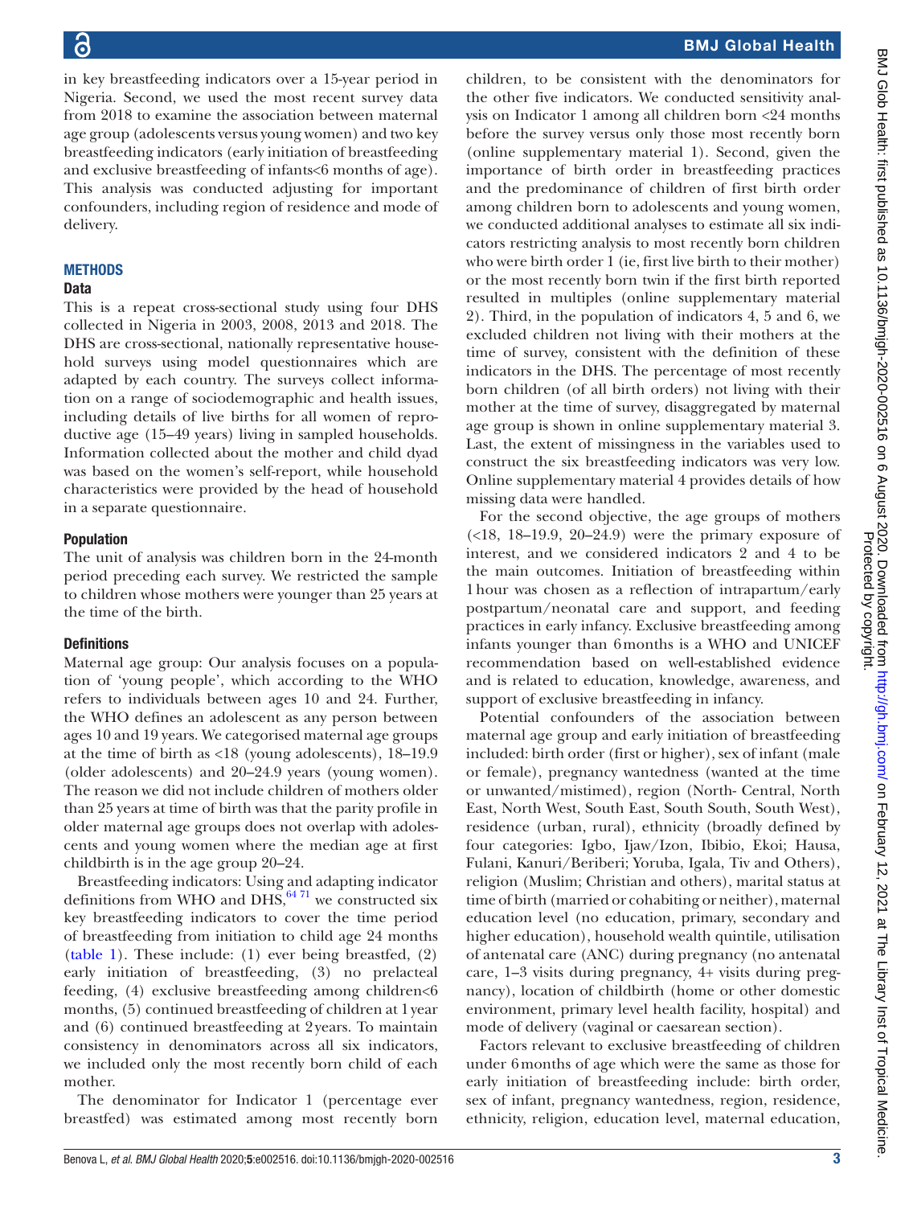in key breastfeeding indicators over a 15-year period in Nigeria. Second, we used the most recent survey data from 2018 to examine the association between maternal age group (adolescents versus young women) and two key breastfeeding indicators (early initiation of breastfeeding and exclusive breastfeeding of infants<6 months of age). This analysis was conducted adjusting for important confounders, including region of residence and mode of delivery.

## METHODS

### Data

This is a repeat cross-sectional study using four DHS collected in Nigeria in 2003, 2008, 2013 and 2018. The DHS are cross-sectional, nationally representative household surveys using model questionnaires which are adapted by each country. The surveys collect information on a range of sociodemographic and health issues, including details of live births for all women of reproductive age (15–49 years) living in sampled households. Information collected about the mother and child dyad was based on the women's self-report, while household characteristics were provided by the head of household in a separate questionnaire.

### Population

The unit of analysis was children born in the 24-month period preceding each survey. We restricted the sample to children whose mothers were younger than 25 years at the time of the birth.

### Definitions

Maternal age group: Our analysis focuses on a population of 'young people', which according to the WHO refers to individuals between ages 10 and 24. Further, the WHO defines an adolescent as any person between ages 10 and 19 years. We categorised maternal age groups at the time of birth as <18 (young adolescents), 18–19.9 (older adolescents) and 20–24.9 years (young women). The reason we did not include children of mothers older than 25 years at time of birth was that the parity profile in older maternal age groups does not overlap with adolescents and young women where the median age at first childbirth is in the age group 20–24.

Breastfeeding indicators: Using and adapting indicator definitions from WHO and DHS,[64 71] we constructed six key breastfeeding indicators to cover the time period of breastfeeding from initiation to child age 24 months (table 1). These include: (1) ever being breastfed, (2) early initiation of breastfeeding, (3) no prelacteal feeding, (4) exclusive breastfeeding among children<6 months, (5) continued breastfeeding of children at 1 year and (6) continued breastfeeding at 2 years. To maintain consistency in denominators across all six indicators, we included only the most recently born child of each mother.

The denominator for Indicator 1 (percentage ever breastfed) was estimated among most recently born children, to be consistent with the denominators for the other five indicators. We conducted sensitivity analysis on Indicator 1 among all children born <24 months before the survey versus only those most recently born (online supplementary material 1). Second, given the importance of birth order in breastfeeding practices and the predominance of children of first birth order among children born to adolescents and young women, we conducted additional analyses to estimate all six indicators restricting analysis to most recently born children who were birth order 1 (ie, first live birth to their mother) or the most recently born twin if the first birth reported resulted in multiples (online supplementary material 2). Third, in the population of indicators 4, 5 and 6, we excluded children not living with their mothers at the time of survey, consistent with the definition of these indicators in the DHS. The percentage of most recently born children (of all birth orders) not living with their mother at the time of survey, disaggregated by maternal age group is shown in online supplementary material 3. Last, the extent of missingness in the variables used to construct the six breastfeeding indicators was very low. Online supplementary material 4 provides details of how missing data were handled.

For the second objective, the age groups of mothers (<18, 18–19.9, 20–24.9) were the primary exposure of interest, and we considered indicators 2 and 4 to be the main outcomes. Initiation of breastfeeding within 1 hour was chosen as a reflection of intrapartum/early postpartum/neonatal care and support, and feeding practices in early infancy. Exclusive breastfeeding among infants younger than 6 months is a WHO and UNICEF recommendation based on well-established evidence and is related to education, knowledge, awareness, and support of exclusive breastfeeding in infancy.

Potential confounders of the association between maternal age group and early initiation of breastfeeding included: birth order (first or higher), sex of infant (male or female), pregnancy wantedness (wanted at the time or unwanted/mistimed), region (North- Central, North East, North West, South East, South South, South West), residence (urban, rural), ethnicity (broadly defined by four categories: Igbo, Ijaw/Izon, Ibibio, Ekoi; Hausa, Fulani, Kanuri/Beriberi; Yoruba, Igala, Tiv and Others), religion (Muslim; Christian and others), marital status at time of birth (married or cohabiting or neither), maternal education level (no education, primary, secondary and higher education), household wealth quintile, utilisation of antenatal care (ANC) during pregnancy (no antenatal care, 1–3 visits during pregnancy, 4+ visits during pregnancy), location of childbirth (home or other domestic environment, primary level health facility, hospital) and mode of delivery (vaginal or caesarean section).

Factors relevant to exclusive breastfeeding of children under 6 months of age which were the same as those for early initiation of breastfeeding include: birth order, sex of infant, pregnancy wantedness, region, residence, ethnicity, religion, education level, maternal education,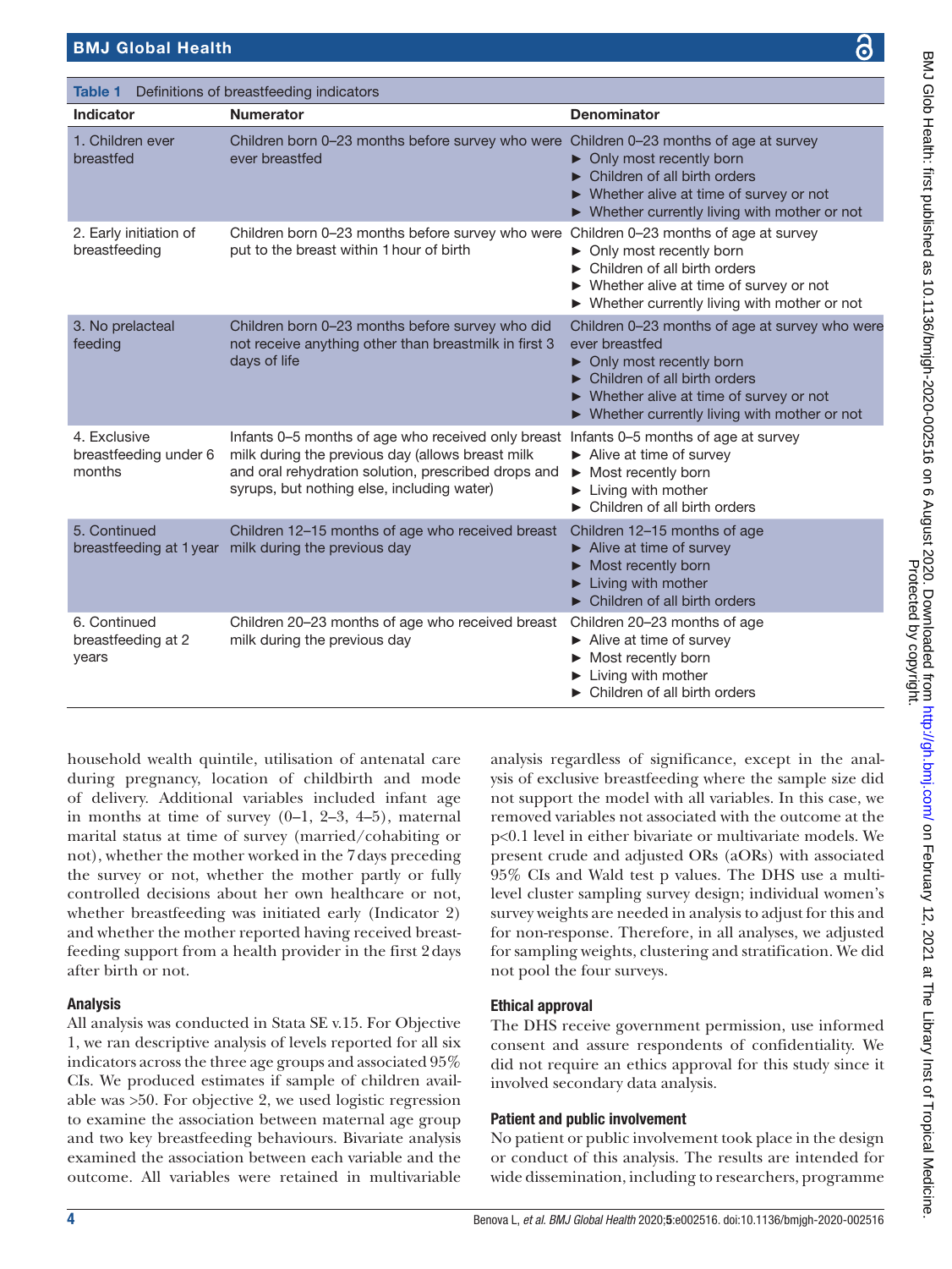**Table 1** Definitions of breastfeeding indicators

| Indicator | Numerator | Denominator |
|---|---|---|
| 1. Children ever breastfed | Children born 0–23 months before survey who were ever breastfed | Children 0–23 months of age at survey<br>► Only most recently born<br>► Children of all birth orders<br>► Whether alive at time of survey or not<br>► Whether currently living with mother or not |
| 2. Early initiation of breastfeeding | Children born 0–23 months before survey who were put to the breast within 1 hour of birth | Children 0–23 months of age at survey<br>► Only most recently born<br>► Children of all birth orders<br>► Whether alive at time of survey or not<br>► Whether currently living with mother or not |
| 3. No prelacteal feeding | Children born 0–23 months before survey who did not receive anything other than breastmilk in first 3 days of life | Children 0–23 months of age at survey who were ever breastfed<br>► Only most recently born<br>► Children of all birth orders<br>► Whether alive at time of survey or not<br>► Whether currently living with mother or not |
| 4. Exclusive breastfeeding under 6 months | Infants 0–5 months of age who received only breast milk during the previous day (allows breast milk and oral rehydration solution, prescribed drops and syrups, but nothing else, including water) | Infants 0–5 months of age at survey<br>► Alive at time of survey<br>► Most recently born<br>► Living with mother<br>► Children of all birth orders |
| 5. Continued breastfeeding at 1 year | Children 12–15 months of age who received breast milk during the previous day | Children 12–15 months of age<br>► Alive at time of survey<br>► Most recently born<br>► Living with mother<br>► Children of all birth orders |
| 6. Continued breastfeeding at 2 years | Children 20–23 months of age who received breast milk during the previous day | Children 20–23 months of age<br>► Alive at time of survey<br>► Most recently born<br>► Living with mother<br>► Children of all birth orders |

household wealth quintile, utilisation of antenatal care during pregnancy, location of childbirth and mode of delivery. Additional variables included infant age in months at time of survey (0–1, 2–3, 4–5), maternal marital status at time of survey (married/cohabiting or not), whether the mother worked in the 7 days preceding the survey or not, whether the mother partly or fully controlled decisions about her own healthcare or not, whether breastfeeding was initiated early (Indicator 2) and whether the mother reported having received breastfeeding support from a health provider in the first 2 days after birth or not.

### Analysis

All analysis was conducted in Stata SE v.15. For Objective 1, we ran descriptive analysis of levels reported for all six indicators across the three age groups and associated 95% CIs. We produced estimates if sample of children available was >50. For objective 2, we used logistic regression to examine the association between maternal age group and two key breastfeeding behaviours. Bivariate analysis examined the association between each variable and the outcome. All variables were retained in multivariable analysis regardless of significance, except in the analysis of exclusive breastfeeding where the sample size did not support the model with all variables. In this case, we removed variables not associated with the outcome at the $p<0.1$ level in either bivariate or multivariate models. We present crude and adjusted ORs (aORs) with associated 95% CIs and Wald test p values. The DHS use a multilevel cluster sampling survey design; individual women's survey weights are needed in analysis to adjust for this and for non-response. Therefore, in all analyses, we adjusted for sampling weights, clustering and stratification. We did not pool the four surveys.

### Ethical approval

The DHS receive government permission, use informed consent and assure respondents of confidentiality. We did not require an ethics approval for this study since it involved secondary data analysis.

### Patient and public involvement

No patient or public involvement took place in the design or conduct of this analysis. The results are intended for wide dissemination, including to researchers, programme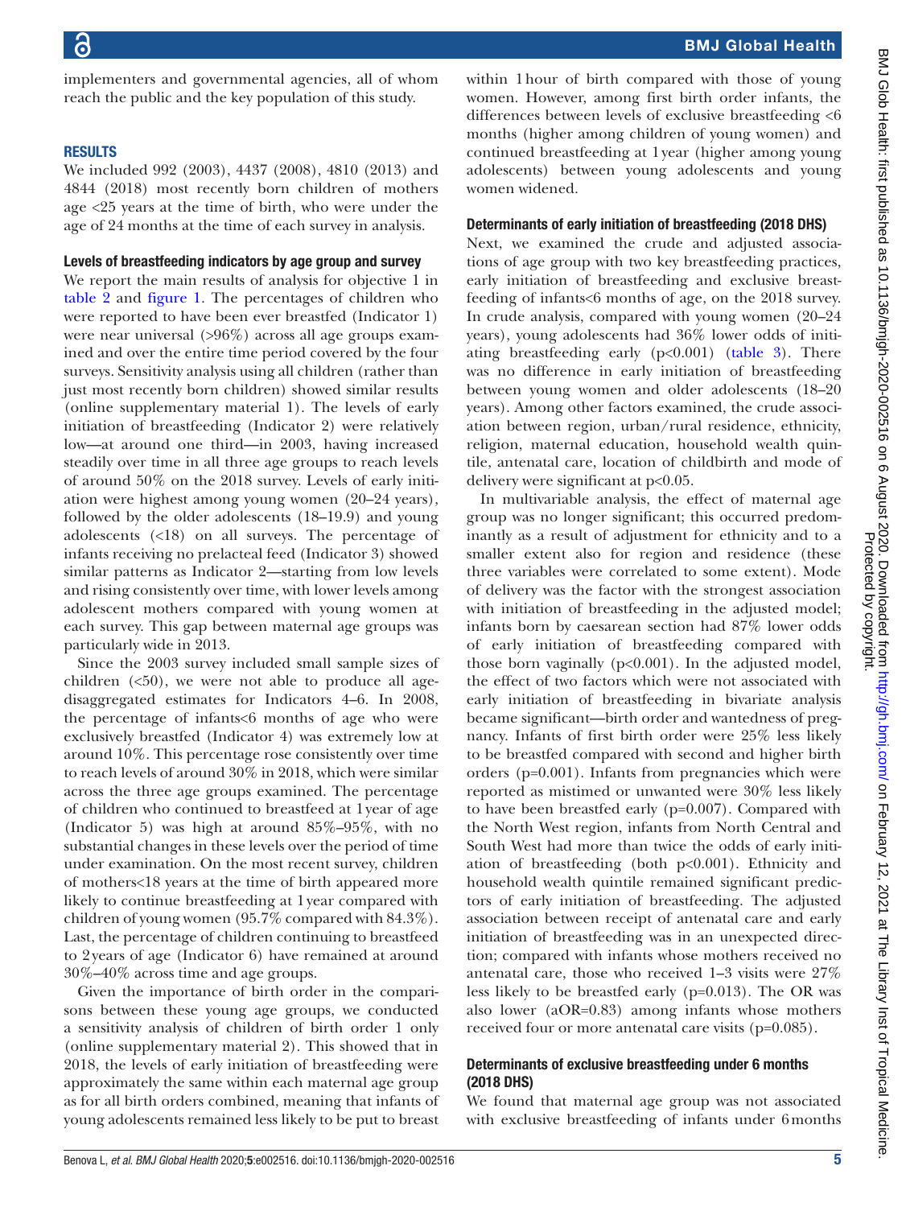implementers and governmental agencies, all of whom reach the public and the key population of this study.

## RESULTS

We included 992 (2003), 4437 (2008), 4810 (2013) and 4844 (2018) most recently born children of mothers age <25 years at the time of birth, who were under the age of 24 months at the time of each survey in analysis.

### Levels of breastfeeding indicators by age group and survey

We report the main results of analysis for objective 1 in table 2 and figure 1. The percentages of children who were reported to have been ever breastfed (Indicator 1) were near universal (>96%) across all age groups examined and over the entire time period covered by the four surveys. Sensitivity analysis using all children (rather than just most recently born children) showed similar results (online supplementary material 1). The levels of early initiation of breastfeeding (Indicator 2) were relatively low—at around one third—in 2003, having increased steadily over time in all three age groups to reach levels of around 50% on the 2018 survey. Levels of early initiation were highest among young women (20–24 years), followed by the older adolescents (18–19.9) and young adolescents (<18) on all surveys. The percentage of infants receiving no prelacteal feed (Indicator 3) showed similar patterns as Indicator 2—starting from low levels and rising consistently over time, with lower levels among adolescent mothers compared with young women at each survey. This gap between maternal age groups was particularly wide in 2013.

Since the 2003 survey included small sample sizes of children (<50), we were not able to produce all age-disaggregated estimates for Indicators 4–6. In 2008, the percentage of infants<6 months of age who were exclusively breastfed (Indicator 4) was extremely low at around 10%. This percentage rose consistently over time to reach levels of around 30% in 2018, which were similar across the three age groups examined. The percentage of children who continued to breastfeed at 1 year of age (Indicator 5) was high at around 85%–95%, with no substantial changes in these levels over the period of time under examination. On the most recent survey, children of mothers<18 years at the time of birth appeared more likely to continue breastfeeding at 1 year compared with children of young women (95.7% compared with 84.3%). Last, the percentage of children continuing to breastfeed to 2 years of age (Indicator 6) have remained at around 30%–40% across time and age groups.

Given the importance of birth order in the comparisons between these young age groups, we conducted a sensitivity analysis of children of birth order 1 only (online supplementary material 2). This showed that in 2018, the levels of early initiation of breastfeeding were approximately the same within each maternal age group as for all birth orders combined, meaning that infants of young adolescents remained less likely to be put to breast within 1 hour of birth compared with those of young women. However, among first birth order infants, the differences between levels of exclusive breastfeeding <6 months (higher among children of young women) and continued breastfeeding at 1 year (higher among young adolescents) between young adolescents and young women widened.

### Determinants of early initiation of breastfeeding (2018 DHS)

Next, we examined the crude and adjusted associations of age group with two key breastfeeding practices, early initiation of breastfeeding and exclusive breastfeeding of infants<6 months of age, on the 2018 survey. In crude analysis, compared with young women (20–24 years), young adolescents had 36% lower odds of initiating breastfeeding early (p<0.001) (table 3). There was no difference in early initiation of breastfeeding between young women and older adolescents (18–20 years). Among other factors examined, the crude association between region, urban/rural residence, ethnicity, religion, maternal education, household wealth quintile, antenatal care, location of childbirth and mode of delivery were significant at p<0.05.

In multivariable analysis, the effect of maternal age group was no longer significant; this occurred predominantly as a result of adjustment for ethnicity and to a smaller extent also for region and residence (these three variables were correlated to some extent). Mode of delivery was the factor with the strongest association with initiation of breastfeeding in the adjusted model; infants born by caesarean section had 87% lower odds of early initiation of breastfeeding compared with those born vaginally (p<0.001). In the adjusted model, the effect of two factors which were not associated with early initiation of breastfeeding in bivariate analysis became significant—birth order and wantedness of pregnancy. Infants of first birth order were 25% less likely to be breastfed compared with second and higher birth orders (p=0.001). Infants from pregnancies which were reported as mistimed or unwanted were 30% less likely to have been breastfed early (p=0.007). Compared with the North West region, infants from North Central and South West had more than twice the odds of early initiation of breastfeeding (both p<0.001). Ethnicity and household wealth quintile remained significant predictors of early initiation of breastfeeding. The adjusted association between receipt of antenatal care and early initiation of breastfeeding was in an unexpected direction; compared with infants whose mothers received no antenatal care, those who received 1–3 visits were 27% less likely to be breastfed early (p=0.013). The OR was also lower (aOR=0.83) among infants whose mothers received four or more antenatal care visits (p=0.085).

### Determinants of exclusive breastfeeding under 6 months (2018 DHS)

We found that maternal age group was not associated with exclusive breastfeeding of infants under 6 months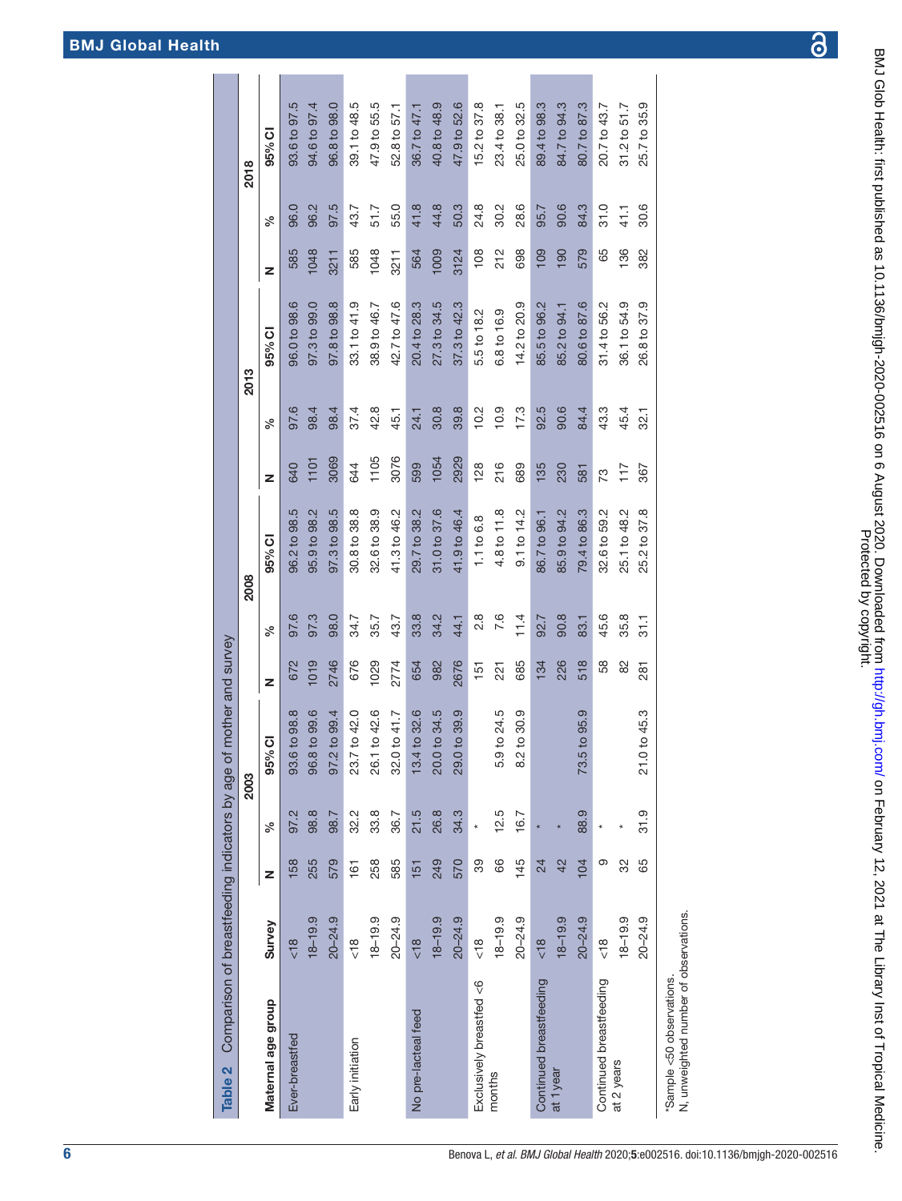**Table 2** Comparison of breastfeeding indicators by age of mother and survey

| Maternal age group | Survey | 2003 | | | 2008 | | | 2013 | | | 2018 | | |
|---|---|---|---|---|---|---|---|---|---|---|---|---|---|
| | | N | % | 95% CI | N | % | 95% CI | N | % | 95% CI | N | % | 95% CI |
| Ever-breastfed | <18 | 158 | 97.2 | 93.6 to 98.8 | 672 | 97.6 | 96.2 to 98.5 | 640 | 97.6 | 96.0 to 98.6 | 585 | 96.0 | 93.6 to 97.5 |
| | 18–19.9 | 255 | 98.8 | 96.8 to 99.6 | 1019 | 97.3 | 95.9 to 98.2 | 1101 | 98.4 | 97.3 to 99.0 | 1048 | 96.2 | 94.6 to 97.4 |
| | 20–24.9 | 579 | 98.7 | 97.2 to 99.4 | 2746 | 98.0 | 97.3 to 98.5 | 3069 | 98.4 | 97.8 to 98.8 | 3211 | 97.5 | 96.8 to 98.0 |
| Early initiation | <18 | 161 | 32.2 | 23.7 to 42.0 | 676 | 34.7 | 30.8 to 38.8 | 644 | 37.4 | 33.1 to 41.9 | 585 | 43.7 | 39.1 to 48.5 |
| | 18–19.9 | 258 | 33.8 | 26.1 to 42.6 | 1029 | 35.7 | 32.6 to 38.9 | 1105 | 42.8 | 38.9 to 46.7 | 1048 | 51.7 | 47.9 to 55.5 |
| | 20–24.9 | 585 | 36.7 | 32.0 to 41.7 | 2774 | 43.7 | 41.3 to 46.2 | 3076 | 45.1 | 42.7 to 47.6 | 3211 | 55.0 | 52.8 to 57.1 |
| No pre-lacteal feed | <18 | 151 | 21.5 | 13.4 to 32.6 | 654 | 33.8 | 29.7 to 38.2 | 599 | 24.1 | 20.4 to 28.3 | 564 | 41.8 | 36.7 to 47.1 |
| | 18–19.9 | 249 | 26.8 | 20.0 to 34.5 | 982 | 34.2 | 31.0 to 37.6 | 1054 | 30.8 | 27.3 to 34.5 | 1009 | 44.8 | 40.8 to 48.9 |
| | 20–24.9 | 570 | 34.3 | 29.0 to 39.9 | 2676 | 44.1 | 41.9 to 46.4 | 2929 | 39.8 | 37.3 to 42.3 | 3124 | 50.3 | 47.9 to 52.6 |
| Exclusively breastfed <6 months | <18 | 39 | * | | 151 | 2.8 | 1.1 to 6.8 | 128 | 10.2 | 5.5 to 18.2 | 108 | 24.8 | 15.2 to 37.8 |
| | 18–19.9 | 66 | 12.5 | 5.9 to 24.5 | 221 | 7.6 | 4.8 to 11.8 | 216 | 10.9 | 6.8 to 16.9 | 212 | 30.2 | 23.4 to 38.1 |
| | 20–24.9 | 145 | 16.7 | 8.2 to 30.9 | 685 | 11.4 | 9.1 to 14.2 | 689 | 17.3 | 14.2 to 20.9 | 698 | 28.6 | 25.0 to 32.5 |
| Continued breastfeeding at 1 year | <18 | 24 | * | | 134 | 92.7 | 86.7 to 96.1 | 135 | 92.5 | 85.5 to 96.2 | 109 | 95.7 | 89.4 to 98.3 |
| | 18–19.9 | 42 | * | | 226 | 90.8 | 85.9 to 94.2 | 230 | 90.6 | 85.2 to 94.1 | 190 | 90.6 | 84.7 to 94.3 |
| | 20–24.9 | 104 | 88.9 | 73.5 to 95.9 | 518 | 83.1 | 79.4 to 86.3 | 581 | 84.4 | 80.6 to 87.6 | 579 | 84.3 | 80.7 to 87.3 |
| Continued breastfeeding at 2 years | <18 | 9 | * | | 58 | 45.6 | 32.6 to 59.2 | 73 | 43.3 | 31.4 to 56.2 | 65 | 31.0 | 20.7 to 43.7 |
| | 18–19.9 | 32 | * | | 82 | 35.8 | 25.1 to 48.2 | 117 | 45.4 | 36.1 to 54.9 | 136 | 41.1 | 31.2 to 51.7 |
| | 20–24.9 | 65 | 31.9 | 21.0 to 45.3 | 281 | 31.1 | 25.2 to 37.8 | 367 | 32.1 | 26.8 to 37.9 | 382 | 30.6 | 25.7 to 35.9 |

*Sample <50 observations.
N, unweighted number of observations.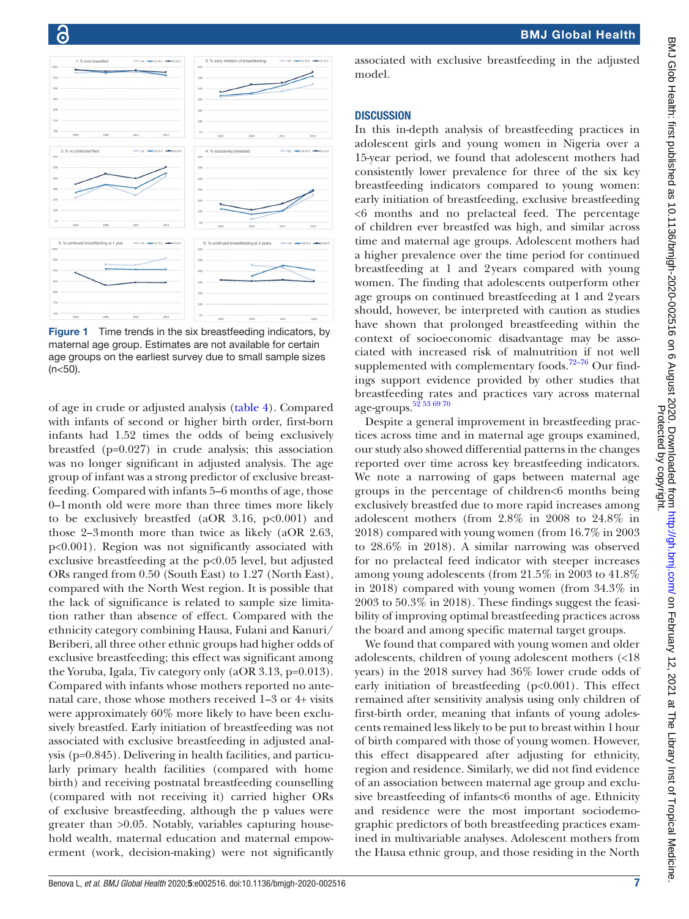Figure 1 Time trends in the six breastfeeding indicators, by maternal age group. Estimates are not available for certain age groups on the earliest survey due to small sample sizes (n<50).

of age in crude or adjusted analysis (table 4). Compared with infants of second or higher birth order, first-born infants had 1.52 times the odds of being exclusively breastfed (p=0.027) in crude analysis; this association was no longer significant in adjusted analysis. The age group of infant was a strong predictor of exclusive breastfeeding. Compared with infants 5–6 months of age, those 0–1 month old were more than three times more likely to be exclusively breastfed (aOR 3.16, p<0.001) and those 2–3 month more than twice as likely (aOR 2.63, p<0.001). Region was not significantly associated with exclusive breastfeeding at the p<0.05 level, but adjusted ORs ranged from 0.50 (South East) to 1.27 (North East), compared with the North West region. It is possible that the lack of significance is related to sample size limitation rather than absence of effect. Compared with the ethnicity category combining Hausa, Fulani and Kanuri/Beriberi, all three other ethnic groups had higher odds of exclusive breastfeeding; this effect was significant among the Yoruba, Igala, Tiv category only (aOR 3.13, p=0.013). Compared with infants whose mothers reported no antenatal care, those whose mothers received 1–3 or 4+ visits were approximately 60% more likely to have been exclusively breastfed. Early initiation of breastfeeding was not associated with exclusive breastfeeding in adjusted analysis (p=0.845). Delivering in health facilities, and particularly primary health facilities (compared with home birth) and receiving postnatal breastfeeding counselling (compared with not receiving it) carried higher ORs of exclusive breastfeeding, although the p values were greater than >0.05. Notably, variables capturing household wealth, maternal education and maternal empowerment (work, decision-making) were not significantly associated with exclusive breastfeeding in the adjusted model.

## DISCUSSION

In this in-depth analysis of breastfeeding practices in adolescent girls and young women in Nigeria over a 15-year period, we found that adolescent mothers had consistently lower prevalence for three of the six key breastfeeding indicators compared to young women: early initiation of breastfeeding, exclusive breastfeeding <6 months and no prelacteal feed. The percentage of children ever breastfed was high, and similar across time and maternal age groups. Adolescent mothers had a higher prevalence over the time period for continued breastfeeding at 1 and 2 years compared with young women. The finding that adolescents outperform other age groups on continued breastfeeding at 1 and 2 years should, however, be interpreted with caution as studies have shown that prolonged breastfeeding within the context of socioeconomic disadvantage may be associated with increased risk of malnutrition if not well supplemented with complementary foods.[72–76] Our findings support evidence provided by other studies that breastfeeding rates and practices vary across maternal age-groups.[52 53 69 70]

Despite a general improvement in breastfeeding practices across time and in maternal age groups examined, our study also showed differential patterns in the changes reported over time across key breastfeeding indicators. We note a narrowing of gaps between maternal age groups in the percentage of children<6 months being exclusively breastfed due to more rapid increases among adolescent mothers (from 2.8% in 2008 to 24.8% in 2018) compared with young women (from 16.7% in 2003 to 28.6% in 2018). A similar narrowing was observed for no prelacteal feed indicator with steeper increases among young adolescents (from 21.5% in 2003 to 41.8% in 2018) compared with young women (from 34.3% in 2003 to 50.3% in 2018). These findings suggest the feasibility of improving optimal breastfeeding practices across the board and among specific maternal target groups.

We found that compared with young women and older adolescents, children of young adolescent mothers (<18 years) in the 2018 survey had 36% lower crude odds of early initiation of breastfeeding (p<0.001). This effect remained after sensitivity analysis using only children of first-birth order, meaning that infants of young adolescents remained less likely to be put to breast within 1 hour of birth compared with those of young women. However, this effect disappeared after adjusting for ethnicity, region and residence. Similarly, we did not find evidence of an association between maternal age group and exclusive breastfeeding of infants<6 months of age. Ethnicity and residence were the most important sociodemographic predictors of both breastfeeding practices examined in multivariable analyses. Adolescent mothers from the Hausa ethnic group, and those residing in the North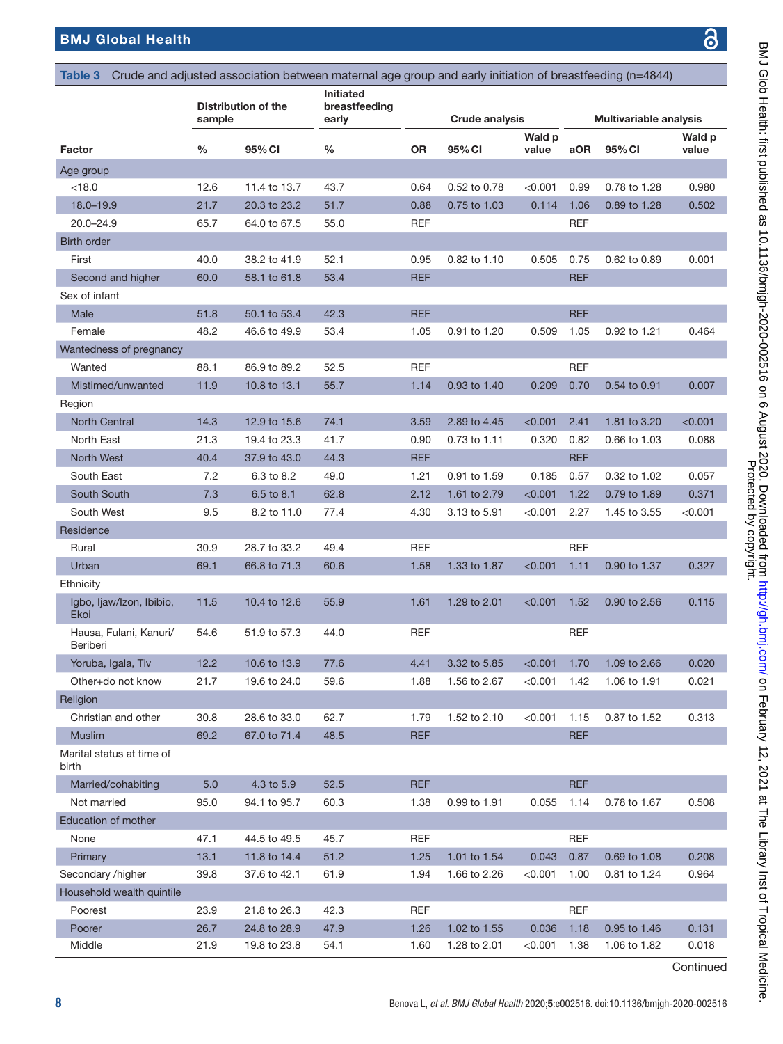**Table 3** Crude and adjusted association between maternal age group and early initiation of breastfeeding (n=4844)

| | Distribution of the sample | | Initiated breastfeeding early | Crude analysis | | | Multivariable analysis | | |
|---|---|---|---|---|---|---|---|---|---|
| **Factor** | **%** | **95% CI** | **%** | **OR** | **95% CI** | **Wald p value** | **aOR** | **95% CI** | **Wald p value** |
| Age group | | | | | | | | | |
| <18.0 | 12.6 | 11.4 to 13.7 | 43.7 | 0.64 | 0.52 to 0.78 | <0.001 | 0.99 | 0.78 to 1.28 | 0.980 |
| 18.0–19.9 | 21.7 | 20.3 to 23.2 | 51.7 | 0.88 | 0.75 to 1.03 | 0.114 | 1.06 | 0.89 to 1.28 | 0.502 |
| 20.0–24.9 | 65.7 | 64.0 to 67.5 | 55.0 | REF | | | REF | | |
| Birth order | | | | | | | | | |
| First | 40.0 | 38.2 to 41.9 | 52.1 | 0.95 | 0.82 to 1.10 | 0.505 | 0.75 | 0.62 to 0.89 | 0.001 |
| Second and higher | 60.0 | 58.1 to 61.8 | 53.4 | REF | | | REF | | |
| Sex of infant | | | | | | | | | |
| Male | 51.8 | 50.1 to 53.4 | 42.3 | REF | | | REF | | |
| Female | 48.2 | 46.6 to 49.9 | 53.4 | 1.05 | 0.91 to 1.20 | 0.509 | 1.05 | 0.92 to 1.21 | 0.464 |
| Wantedness of pregnancy | | | | | | | | | |
| Wanted | 88.1 | 86.9 to 89.2 | 52.5 | REF | | | REF | | |
| Mistimed/unwanted | 11.9 | 10.8 to 13.1 | 55.7 | 1.14 | 0.93 to 1.40 | 0.209 | 0.70 | 0.54 to 0.91 | 0.007 |
| Region | | | | | | | | | |
| North Central | 14.3 | 12.9 to 15.6 | 74.1 | 3.59 | 2.89 to 4.45 | <0.001 | 2.41 | 1.81 to 3.20 | <0.001 |
| North East | 21.3 | 19.4 to 23.3 | 41.7 | 0.90 | 0.73 to 1.11 | 0.320 | 0.82 | 0.66 to 1.03 | 0.088 |
| North West | 40.4 | 37.9 to 43.0 | 44.3 | REF | | | REF | | |
| South East | 7.2 | 6.3 to 8.2 | 49.0 | 1.21 | 0.91 to 1.59 | 0.185 | 0.57 | 0.32 to 1.02 | 0.057 |
| South South | 7.3 | 6.5 to 8.1 | 62.8 | 2.12 | 1.61 to 2.79 | <0.001 | 1.22 | 0.79 to 1.89 | 0.371 |
| South West | 9.5 | 8.2 to 11.0 | 77.4 | 4.30 | 3.13 to 5.91 | <0.001 | 2.27 | 1.45 to 3.55 | <0.001 |
| Residence | | | | | | | | | |
| Rural | 30.9 | 28.7 to 33.2 | 49.4 | REF | | | REF | | |
| Urban | 69.1 | 66.8 to 71.3 | 60.6 | 1.58 | 1.33 to 1.87 | <0.001 | 1.11 | 0.90 to 1.37 | 0.327 |
| Ethnicity | | | | | | | | | |
| Igbo, Ijaw/Izon, Ibibio, Ekoi | 11.5 | 10.4 to 12.6 | 55.9 | 1.61 | 1.29 to 2.01 | <0.001 | 1.52 | 0.90 to 2.56 | 0.115 |
| Hausa, Fulani, Kanuri/Beriberi | 54.6 | 51.9 to 57.3 | 44.0 | REF | | | REF | | |
| Yoruba, Igala, Tiv | 12.2 | 10.6 to 13.9 | 77.6 | 4.41 | 3.32 to 5.85 | <0.001 | 1.70 | 1.09 to 2.66 | 0.020 |
| Other+do not know | 21.7 | 19.6 to 24.0 | 59.6 | 1.88 | 1.56 to 2.67 | <0.001 | 1.42 | 1.06 to 1.91 | 0.021 |
| Religion | | | | | | | | | |
| Christian and other | 30.8 | 28.6 to 33.0 | 62.7 | 1.79 | 1.52 to 2.10 | <0.001 | 1.15 | 0.87 to 1.52 | 0.313 |
| Muslim | 69.2 | 67.0 to 71.4 | 48.5 | REF | | | REF | | |
| Marital status at time of birth | | | | | | | | | |
| Married/cohabiting | 5.0 | 4.3 to 5.9 | 52.5 | REF | | | REF | | |
| Not married | 95.0 | 94.1 to 95.7 | 60.3 | 1.38 | 0.99 to 1.91 | 0.055 | 1.14 | 0.78 to 1.67 | 0.508 |
| Education of mother | | | | | | | | | |
| None | 47.1 | 44.5 to 49.5 | 45.7 | REF | | | REF | | |
| Primary | 13.1 | 11.8 to 14.4 | 51.2 | 1.25 | 1.01 to 1.54 | 0.043 | 0.87 | 0.69 to 1.08 | 0.208 |
| Secondary /higher | 39.8 | 37.6 to 42.1 | 61.9 | 1.94 | 1.66 to 2.26 | <0.001 | 1.00 | 0.81 to 1.24 | 0.964 |
| Household wealth quintile | | | | | | | | | |
| Poorest | 23.9 | 21.8 to 26.3 | 42.3 | REF | | | REF | | |
| Poorer | 26.7 | 24.8 to 28.9 | 47.9 | 1.26 | 1.02 to 1.55 | 0.036 | 1.18 | 0.95 to 1.46 | 0.131 |
| Middle | 21.9 | 19.8 to 23.8 | 54.1 | 1.60 | 1.28 to 2.01 | <0.001 | 1.38 | 1.06 to 1.82 | 0.018 |

Continued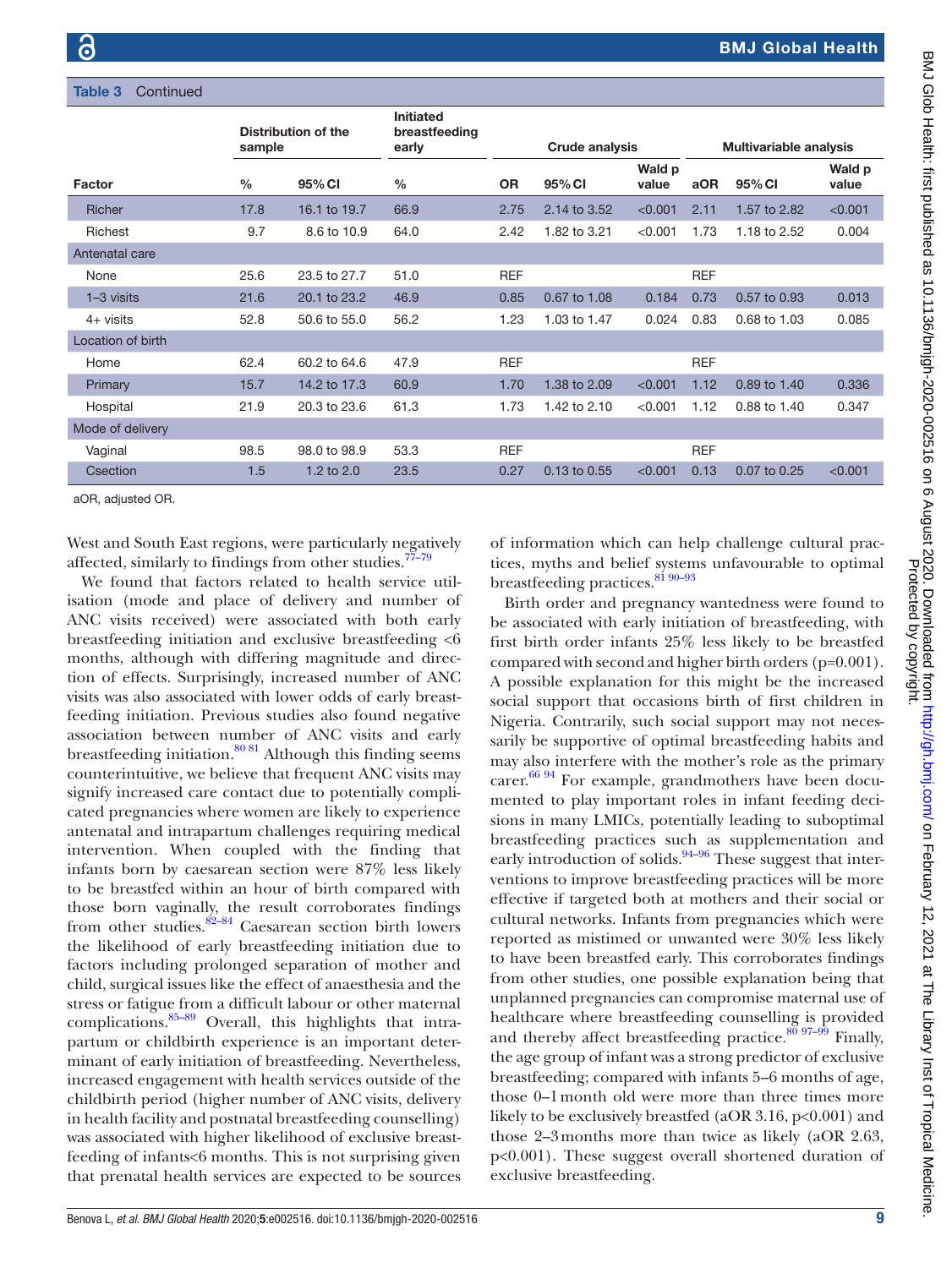**Table 3** Continued

| Factor | Distribution of the sample | | Initiated breastfeeding early | Crude analysis | | | Multivariable analysis | | |
|---|---|---|---|---|---|---|---|---|---|
| | % | 95% CI | % | OR | 95% CI | Wald p value | aOR | 95% CI | Wald p value |
| Richer | 17.8 | 16.1 to 19.7 | 66.9 | 2.75 | 2.14 to 3.52 | <0.001 | 2.11 | 1.57 to 2.82 | <0.001 |
| Richest | 9.7 | 8.6 to 10.9 | 64.0 | 2.42 | 1.82 to 3.21 | <0.001 | 1.73 | 1.18 to 2.52 | 0.004 |
| Antenatal care | | | | | | | | | |
| None | 25.6 | 23.5 to 27.7 | 51.0 | REF | | | REF | | |
| 1–3 visits | 21.6 | 20.1 to 23.2 | 46.9 | 0.85 | 0.67 to 1.08 | 0.184 | 0.73 | 0.57 to 0.93 | 0.013 |
| 4+ visits | 52.8 | 50.6 to 55.0 | 56.2 | 1.23 | 1.03 to 1.47 | 0.024 | 0.83 | 0.68 to 1.03 | 0.085 |
| Location of birth | | | | | | | | | |
| Home | 62.4 | 60.2 to 64.6 | 47.9 | REF | | | REF | | |
| Primary | 15.7 | 14.2 to 17.3 | 60.9 | 1.70 | 1.38 to 2.09 | <0.001 | 1.12 | 0.89 to 1.40 | 0.336 |
| Hospital | 21.9 | 20.3 to 23.6 | 61.3 | 1.73 | 1.42 to 2.10 | <0.001 | 1.12 | 0.88 to 1.40 | 0.347 |
| Mode of delivery | | | | | | | | | |
| Vaginal | 98.5 | 98.0 to 98.9 | 53.3 | REF | | | REF | | |
| Csection | 1.5 | 1.2 to 2.0 | 23.5 | 0.27 | 0.13 to 0.55 | <0.001 | 0.13 | 0.07 to 0.25 | <0.001 |

aOR, adjusted OR.

West and South East regions, were particularly negatively affected, similarly to findings from other studies.[77–79]

We found that factors related to health service utilisation (mode and place of delivery and number of ANC visits received) were associated with both early breastfeeding initiation and exclusive breastfeeding <6 months, although with differing magnitude and direction of effects. Surprisingly, increased number of ANC visits was also associated with lower odds of early breastfeeding initiation. Previous studies also found negative association between number of ANC visits and early breastfeeding initiation.[80 81] Although this finding seems counterintuitive, we believe that frequent ANC visits may signify increased care contact due to potentially complicated pregnancies where women are likely to experience antenatal and intrapartum challenges requiring medical intervention. When coupled with the finding that infants born by caesarean section were 87% less likely to be breastfed within an hour of birth compared with those born vaginally, the result corroborates findings from other studies.[82–84] Caesarean section birth lowers the likelihood of early breastfeeding initiation due to factors including prolonged separation of mother and child, surgical issues like the effect of anaesthesia and the stress or fatigue from a difficult labour or other maternal complications.[85–89] Overall, this highlights that intrapartum or childbirth experience is an important determinant of early initiation of breastfeeding. Nevertheless, increased engagement with health services outside of the childbirth period (higher number of ANC visits, delivery in health facility and postnatal breastfeeding counselling) was associated with higher likelihood of exclusive breastfeeding of infants<6 months. This is not surprising given that prenatal health services are expected to be sources of information which can help challenge cultural practices, myths and belief systems unfavourable to optimal breastfeeding practices.[81 90–93]

Birth order and pregnancy wantedness were found to be associated with early initiation of breastfeeding, with first birth order infants 25% less likely to be breastfed compared with second and higher birth orders (p=0.001). A possible explanation for this might be the increased social support that occasions birth of first children in Nigeria. Contrarily, such social support may not necessarily be supportive of optimal breastfeeding habits and may also interfere with the mother's role as the primary carer.[66 94] For example, grandmothers have been documented to play important roles in infant feeding decisions in many LMICs, potentially leading to suboptimal breastfeeding practices such as supplementation and early introduction of solids.[94–96] These suggest that interventions to improve breastfeeding practices will be more effective if targeted both at mothers and their social or cultural networks. Infants from pregnancies which were reported as mistimed or unwanted were 30% less likely to have been breastfed early. This corroborates findings from other studies, one possible explanation being that unplanned pregnancies can compromise maternal use of healthcare where breastfeeding counselling is provided and thereby affect breastfeeding practice.[80 97–99] Finally, the age group of infant was a strong predictor of exclusive breastfeeding; compared with infants 5–6 months of age, those 0–1 month old were more than three times more likely to be exclusively breastfed (aOR 3.16, p<0.001) and those 2–3 months more than twice as likely (aOR 2.63, p<0.001). These suggest overall shortened duration of exclusive breastfeeding.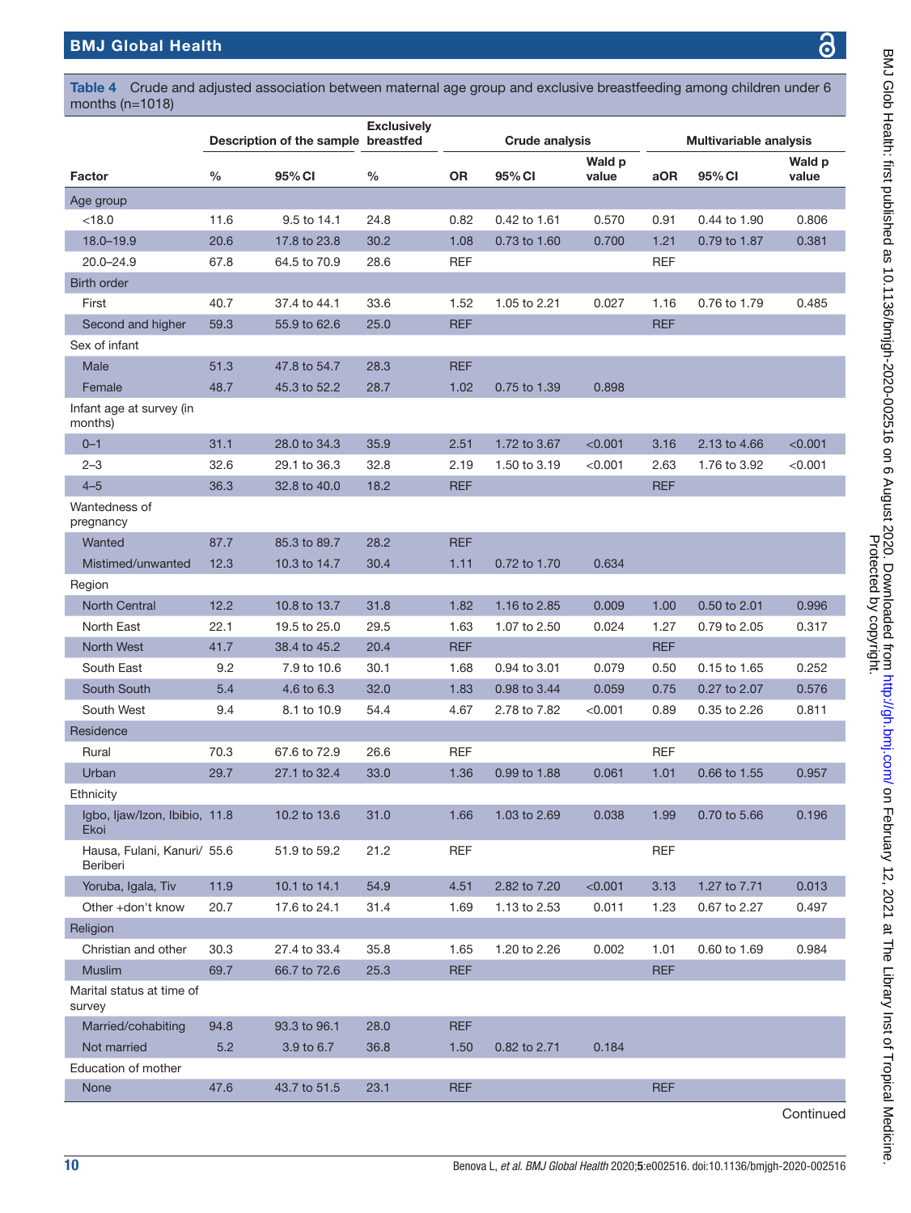**Table 4** Crude and adjusted association between maternal age group and exclusive breastfeeding among children under 6 months (n=1018)

| Factor | Description of the sample | | Exclusively breastfed | Crude analysis | | | Multivariable analysis | | |
|---|---|---|---|---|---|---|---|---|---|
| | % | 95% CI | % | OR | 95% CI | Wald p value | aOR | 95% CI | Wald p value |
| **Age group** | | | | | | | | | |
| <18.0 | 11.6 | 9.5 to 14.1 | 24.8 | 0.82 | 0.42 to 1.61 | 0.570 | 0.91 | 0.44 to 1.90 | 0.806 |
| 18.0–19.9 | 20.6 | 17.8 to 23.8 | 30.2 | 1.08 | 0.73 to 1.60 | 0.700 | 1.21 | 0.79 to 1.87 | 0.381 |
| 20.0–24.9 | 67.8 | 64.5 to 70.9 | 28.6 | REF | | | REF | | |
| **Birth order** | | | | | | | | | |
| First | 40.7 | 37.4 to 44.1 | 33.6 | 1.52 | 1.05 to 2.21 | 0.027 | 1.16 | 0.76 to 1.79 | 0.485 |
| Second and higher | 59.3 | 55.9 to 62.6 | 25.0 | REF | | | REF | | |
| **Sex of infant** | | | | | | | | | |
| Male | 51.3 | 47.8 to 54.7 | 28.3 | REF | | | | | |
| Female | 48.7 | 45.3 to 52.2 | 28.7 | 1.02 | 0.75 to 1.39 | 0.898 | | | |
| **Infant age at survey (in months)** | | | | | | | | | |
| 0–1 | 31.1 | 28.0 to 34.3 | 35.9 | 2.51 | 1.72 to 3.67 | <0.001 | 3.16 | 2.13 to 4.66 | <0.001 |
| 2–3 | 32.6 | 29.1 to 36.3 | 32.8 | 2.19 | 1.50 to 3.19 | <0.001 | 2.63 | 1.76 to 3.92 | <0.001 |
| 4–5 | 36.3 | 32.8 to 40.0 | 18.2 | REF | | | REF | | |
| **Wantedness of pregnancy** | | | | | | | | | |
| Wanted | 87.7 | 85.3 to 89.7 | 28.2 | REF | | | | | |
| Mistimed/unwanted | 12.3 | 10.3 to 14.7 | 30.4 | 1.11 | 0.72 to 1.70 | 0.634 | | | |
| **Region** | | | | | | | | | |
| North Central | 12.2 | 10.8 to 13.7 | 31.8 | 1.82 | 1.16 to 2.85 | 0.009 | 1.00 | 0.50 to 2.01 | 0.996 |
| North East | 22.1 | 19.5 to 25.0 | 29.5 | 1.63 | 1.07 to 2.50 | 0.024 | 1.27 | 0.79 to 2.05 | 0.317 |
| North West | 41.7 | 38.4 to 45.2 | 20.4 | REF | | | REF | | |
| South East | 9.2 | 7.9 to 10.6 | 30.1 | 1.68 | 0.94 to 3.01 | 0.079 | 0.50 | 0.15 to 1.65 | 0.252 |
| South South | 5.4 | 4.6 to 6.3 | 32.0 | 1.83 | 0.98 to 3.44 | 0.059 | 0.75 | 0.27 to 2.07 | 0.576 |
| South West | 9.4 | 8.1 to 10.9 | 54.4 | 4.67 | 2.78 to 7.82 | <0.001 | 0.89 | 0.35 to 2.26 | 0.811 |
| **Residence** | | | | | | | | | |
| Rural | 70.3 | 67.6 to 72.9 | 26.6 | REF | | | REF | | |
| Urban | 29.7 | 27.1 to 32.4 | 33.0 | 1.36 | 0.99 to 1.88 | 0.061 | 1.01 | 0.66 to 1.55 | 0.957 |
| **Ethnicity** | | | | | | | | | |
| Igbo, Ijaw/Izon, Ibibio, Ekoi | 11.8 | 10.2 to 13.6 | 31.0 | 1.66 | 1.03 to 2.69 | 0.038 | 1.99 | 0.70 to 5.66 | 0.196 |
| Hausa, Fulani, Kanuri/Beriberi | 55.6 | 51.9 to 59.2 | 21.2 | REF | | | REF | | |
| Yoruba, Igala, Tiv | 11.9 | 10.1 to 14.1 | 54.9 | 4.51 | 2.82 to 7.20 | <0.001 | 3.13 | 1.27 to 7.71 | 0.013 |
| Other +don't know | 20.7 | 17.6 to 24.1 | 31.4 | 1.69 | 1.13 to 2.53 | 0.011 | 1.23 | 0.67 to 2.27 | 0.497 |
| **Religion** | | | | | | | | | |
| Christian and other | 30.3 | 27.4 to 33.4 | 35.8 | 1.65 | 1.20 to 2.26 | 0.002 | 1.01 | 0.60 to 1.69 | 0.984 |
| Muslim | 69.7 | 66.7 to 72.6 | 25.3 | REF | | | REF | | |
| **Marital status at time of survey** | | | | | | | | | |
| Married/cohabiting | 94.8 | 93.3 to 96.1 | 28.0 | REF | | | | | |
| Not married | 5.2 | 3.9 to 6.7 | 36.8 | 1.50 | 0.82 to 2.71 | 0.184 | | | |
| **Education of mother** | | | | | | | | | |
| None | 47.6 | 43.7 to 51.5 | 23.1 | REF | | | REF | | |

Continued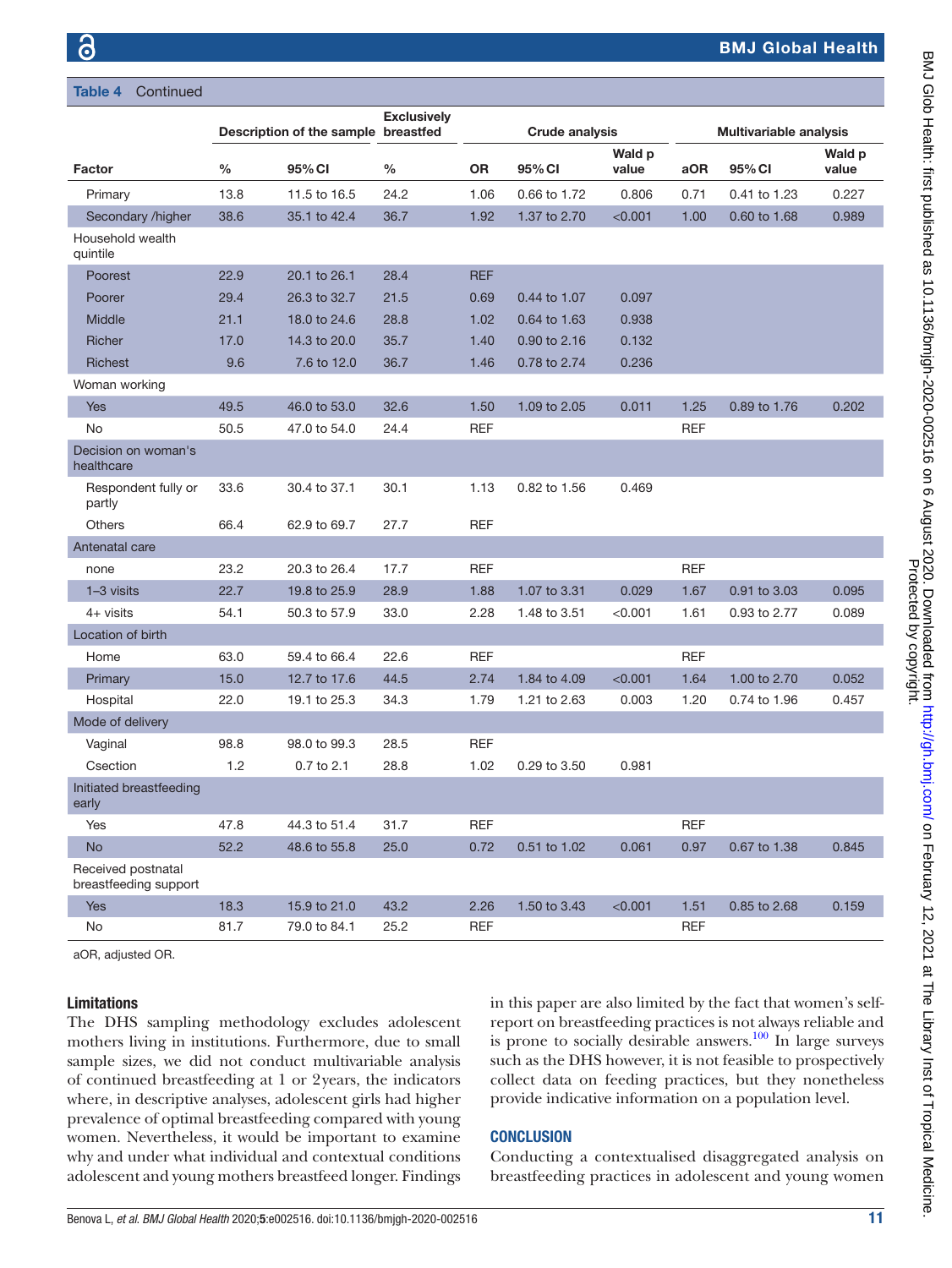**Table 4** Continued

| Factor | Description of the sample | | Exclusively breastfed | Crude analysis | | | Multivariable analysis | | |
|---|---|---|---|---|---|---|---|---|---|
| | % | 95% CI | % | OR | 95% CI | Wald p value | aOR | 95% CI | Wald p value |
| Primary | 13.8 | 11.5 to 16.5 | 24.2 | 1.06 | 0.66 to 1.72 | 0.806 | 0.71 | 0.41 to 1.23 | 0.227 |
| Secondary /higher | 38.6 | 35.1 to 42.4 | 36.7 | 1.92 | 1.37 to 2.70 | <0.001 | 1.00 | 0.60 to 1.68 | 0.989 |
| Household wealth quintile | | | | | | | | | |
| Poorest | 22.9 | 20.1 to 26.1 | 28.4 | REF | | | | | |
| Poorer | 29.4 | 26.3 to 32.7 | 21.5 | 0.69 | 0.44 to 1.07 | 0.097 | | | |
| Middle | 21.1 | 18.0 to 24.6 | 28.8 | 1.02 | 0.64 to 1.63 | 0.938 | | | |
| Richer | 17.0 | 14.3 to 20.0 | 35.7 | 1.40 | 0.90 to 2.16 | 0.132 | | | |
| Richest | 9.6 | 7.6 to 12.0 | 36.7 | 1.46 | 0.78 to 2.74 | 0.236 | | | |
| Woman working | | | | | | | | | |
| Yes | 49.5 | 46.0 to 53.0 | 32.6 | 1.50 | 1.09 to 2.05 | 0.011 | 1.25 | 0.89 to 1.76 | 0.202 |
| No | 50.5 | 47.0 to 54.0 | 24.4 | REF | | | REF | | |
| Decision on woman's healthcare | | | | | | | | | |
| Respondent fully or partly | 33.6 | 30.4 to 37.1 | 30.1 | 1.13 | 0.82 to 1.56 | 0.469 | | | |
| Others | 66.4 | 62.9 to 69.7 | 27.7 | REF | | | | | |
| Antenatal care | | | | | | | | | |
| none | 23.2 | 20.3 to 26.4 | 17.7 | REF | | | REF | | |
| 1–3 visits | 22.7 | 19.8 to 25.9 | 28.9 | 1.88 | 1.07 to 3.31 | 0.029 | 1.67 | 0.91 to 3.03 | 0.095 |
| 4+ visits | 54.1 | 50.3 to 57.9 | 33.0 | 2.28 | 1.48 to 3.51 | <0.001 | 1.61 | 0.93 to 2.77 | 0.089 |
| Location of birth | | | | | | | | | |
| Home | 63.0 | 59.4 to 66.4 | 22.6 | REF | | | REF | | |
| Primary | 15.0 | 12.7 to 17.6 | 44.5 | 2.74 | 1.84 to 4.09 | <0.001 | 1.64 | 1.00 to 2.70 | 0.052 |
| Hospital | 22.0 | 19.1 to 25.3 | 34.3 | 1.79 | 1.21 to 2.63 | 0.003 | 1.20 | 0.74 to 1.96 | 0.457 |
| Mode of delivery | | | | | | | | | |
| Vaginal | 98.8 | 98.0 to 99.3 | 28.5 | REF | | | | | |
| Csection | 1.2 | 0.7 to 2.1 | 28.8 | 1.02 | 0.29 to 3.50 | 0.981 | | | |
| Initiated breastfeeding early | | | | | | | | | |
| Yes | 47.8 | 44.3 to 51.4 | 31.7 | REF | | | REF | | |
| No | 52.2 | 48.6 to 55.8 | 25.0 | 0.72 | 0.51 to 1.02 | 0.061 | 0.97 | 0.67 to 1.38 | 0.845 |
| Received postnatal breastfeeding support | | | | | | | | | |
| Yes | 18.3 | 15.9 to 21.0 | 43.2 | 2.26 | 1.50 to 3.43 | <0.001 | 1.51 | 0.85 to 2.68 | 0.159 |
| No | 81.7 | 79.0 to 84.1 | 25.2 | REF | | | REF | | |

aOR, adjusted OR.

### Limitations

The DHS sampling methodology excludes adolescent mothers living in institutions. Furthermore, due to small sample sizes, we did not conduct multivariable analysis of continued breastfeeding at 1 or 2 years, the indicators where, in descriptive analyses, adolescent girls had higher prevalence of optimal breastfeeding compared with young women. Nevertheless, it would be important to examine why and under what individual and contextual conditions adolescent and young mothers breastfeed longer. Findings in this paper are also limited by the fact that women's self-report on breastfeeding practices is not always reliable and is prone to socially desirable answers.[100] In large surveys such as the DHS however, it is not feasible to prospectively collect data on feeding practices, but they nonetheless provide indicative information on a population level.

## CONCLUSION

Conducting a contextualised disaggregated analysis on breastfeeding practices in adolescent and young women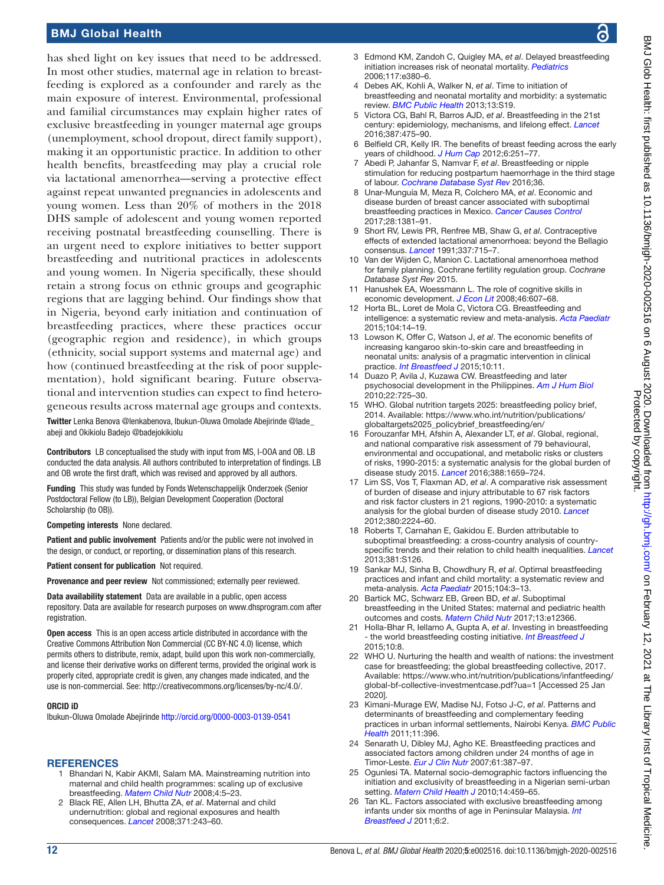has shed light on key issues that need to be addressed. In most other studies, maternal age in relation to breastfeeding is explored as a confounder and rarely as the main exposure of interest. Environmental, professional and familial circumstances may explain higher rates of exclusive breastfeeding in younger maternal age groups (unemployment, school dropout, direct family support), making it an opportunistic practice. In addition to other health benefits, breastfeeding may play a crucial role via lactational amenorrhea—serving a protective effect against repeat unwanted pregnancies in adolescents and young women. Less than 20% of mothers in the 2018 DHS sample of adolescent and young women reported receiving postnatal breastfeeding counselling. There is an urgent need to explore initiatives to better support breastfeeding and nutritional practices in adolescents and young women. In Nigeria specifically, these should retain a strong focus on ethnic groups and geographic regions that are lagging behind. Our findings show that in Nigeria, beyond early initiation and continuation of breastfeeding practices, where these practices occur (geographic region and residence), in which groups (ethnicity, social support systems and maternal age) and how (continued breastfeeding at the risk of poor supplementation), hold significant bearing. Future observational and intervention studies can expect to find heterogeneous results across maternal age groups and contexts.

**Twitter** Lenka Benova @lenkabenova, Ibukun-Oluwa Omolade Abejirinde @lade_abeji and Okikiolu Badejo @badejokikiolu

**Contributors** LB conceptualised the study with input from MS, I-OOA and OB. LB conducted the data analysis. All authors contributed to interpretation of findings. LB and OB wrote the first draft, which was revised and approved by all authors.

**Funding** This study was funded by Fonds Wetenschappelijk Onderzoek (Senior Postdoctoral Fellow (to LB)), Belgian Development Cooperation (Doctoral Scholarship (to OB)).

**Competing interests** None declared.

**Patient and public involvement** Patients and/or the public were not involved in the design, or conduct, or reporting, or dissemination plans of this research.

**Patient consent for publication** Not required.

**Provenance and peer review** Not commissioned; externally peer reviewed.

**Data availability statement** Data are available in a public, open access repository. Data are available for research purposes on www.dhsprogram.com after registration.

**Open access** This is an open access article distributed in accordance with the Creative Commons Attribution Non Commercial (CC BY-NC 4.0) license, which permits others to distribute, remix, adapt, build upon this work non-commercially, and license their derivative works on different terms, provided the original work is properly cited, appropriate credit is given, any changes made indicated, and the use is non-commercial. See: http://creativecommons.org/licenses/by-nc/4.0/.

**ORCID iD**

Ibukun-Oluwa Omolade Abejirinde http://orcid.org/0000-0003-0139-0541

## REFERENCES

1. Bhandari N, Kabir AKMI, Salam MA. Mainstreaming nutrition into maternal and child health programmes: scaling up of exclusive breastfeeding. *Matern Child Nutr* 2008;4:5–23.
2. Black RE, Allen LH, Bhutta ZA, *et al*. Maternal and child undernutrition: global and regional exposures and health consequences. *Lancet* 2008;371:243–60.
3. Edmond KM, Zandoh C, Quigley MA, *et al*. Delayed breastfeeding initiation increases risk of neonatal mortality. *Pediatrics* 2006;117:e380–6.
4. Debes AK, Kohli A, Walker N, *et al*. Time to initiation of breastfeeding and neonatal mortality and morbidity: a systematic review. *BMC Public Health* 2013;13:S19.
5. Victora CG, Bahl R, Barros AJD, *et al*. Breastfeeding in the 21st century: epidemiology, mechanisms, and lifelong effect. *Lancet* 2016;387:475–90.
6. Belfield CR, Kelly IR. The benefits of breast feeding across the early years of childhood. *J Hum Cap* 2012;6:251–77.
7. Abedi P, Jahanfar S, Namvar F, *et al*. Breastfeeding or nipple stimulation for reducing postpartum haemorrhage in the third stage of labour. *Cochrane Database Syst Rev* 2016;36.
8. Unar-Munguía M, Meza R, Colchero MA, *et al*. Economic and disease burden of breast cancer associated with suboptimal breastfeeding practices in Mexico. *Cancer Causes Control* 2017;28:1381–91.
9. Short RV, Lewis PR, Renfree MB, Shaw G, *et al*. Contraceptive effects of extended lactational amenorrhoea: beyond the Bellagio consensus. *Lancet* 1991;337:715–7.
10. Van der Wijden C, Manion C. Lactational amenorrhoea method for family planning. Cochrane fertility regulation group. *Cochrane Database Syst Rev* 2015.
11. Hanushek EA, Woessmann L. The role of cognitive skills in economic development. *J Econ Lit* 2008;46:607–68.
12. Horta BL, Loret de Mola C, Victora CG. Breastfeeding and intelligence: a systematic review and meta-analysis. *Acta Paediatr* 2015;104:14–19.
13. Lowson K, Offer C, Watson J, *et al*. The economic benefits of increasing kangaroo skin-to-skin care and breastfeeding in neonatal units: analysis of a pragmatic intervention in clinical practice. *Int Breastfeed J* 2015;10:11.
14. Duazo P, Avila J, Kuzawa CW. Breastfeeding and later psychosocial development in the Philippines. *Am J Hum Biol* 2010;22:725–30.
15. WHO. Global nutrition targets 2025: breastfeeding policy brief, 2014. Available: https://www.who.int/nutrition/publications/globaltargets2025_policybrief_breastfeeding/en/
16. Forouzanfar MH, Afshin A, Alexander LT, *et al*. Global, regional, and national comparative risk assessment of 79 behavioural, environmental and occupational, and metabolic risks or clusters of risks, 1990-2015: a systematic analysis for the global burden of disease study 2015. *Lancet* 2016;388:1659–724.
17. Lim SS, Vos T, Flaxman AD, *et al*. A comparative risk assessment of burden of disease and injury attributable to 67 risk factors and risk factor clusters in 21 regions, 1990-2010: a systematic analysis for the global burden of disease study 2010. *Lancet* 2012;380:2224–60.
18. Roberts T, Carnahan E, Gakidou E. Burden attributable to suboptimal breastfeeding: a cross-country analysis of country-specific trends and their relation to child health inequalities. *Lancet* 2013;381:S126.
19. Sankar MJ, Sinha B, Chowdhury R, *et al*. Optimal breastfeeding practices and infant and child mortality: a systematic review and meta-analysis. *Acta Paediatr* 2015;104:3–13.
20. Bartick MC, Schwarz EB, Green BD, *et al*. Suboptimal breastfeeding in the United States: maternal and pediatric health outcomes and costs. *Matern Child Nutr* 2017;13:e12366.
21. Holla-Bhar R, Iellamo A, Gupta A, *et al*. Investing in breastfeeding - the world breastfeeding costing initiative. *Int Breastfeed J* 2015;10:8.
22. WHO U. Nurturing the health and wealth of nations: the investment case for breastfeeding; the global breastfeeding collective, 2017. Available: https://www.who.int/nutrition/publications/infantfeeding/global-bf-collective-investmentcase.pdf?ua=1 [Accessed 25 Jan 2020].
23. Kimani-Murage EW, Madise NJ, Fotso J-C, *et al*. Patterns and determinants of breastfeeding and complementary feeding practices in urban informal settlements, Nairobi Kenya. *BMC Public Health* 2011;11:396.
24. Senarath U, Dibley MJ, Agho KE. Breastfeeding practices and associated factors among children under 24 months of age in Timor-Leste. *Eur J Clin Nutr* 2007;61:387–97.
25. Ogunlesi TA. Maternal socio-demographic factors influencing the initiation and exclusivity of breastfeeding in a Nigerian semi-urban setting. *Matern Child Health J* 2010;14:459–65.
26. Tan KL. Factors associated with exclusive breastfeeding among infants under six months of age in Peninsular Malaysia. *Int Breastfeed J* 2011;6:2.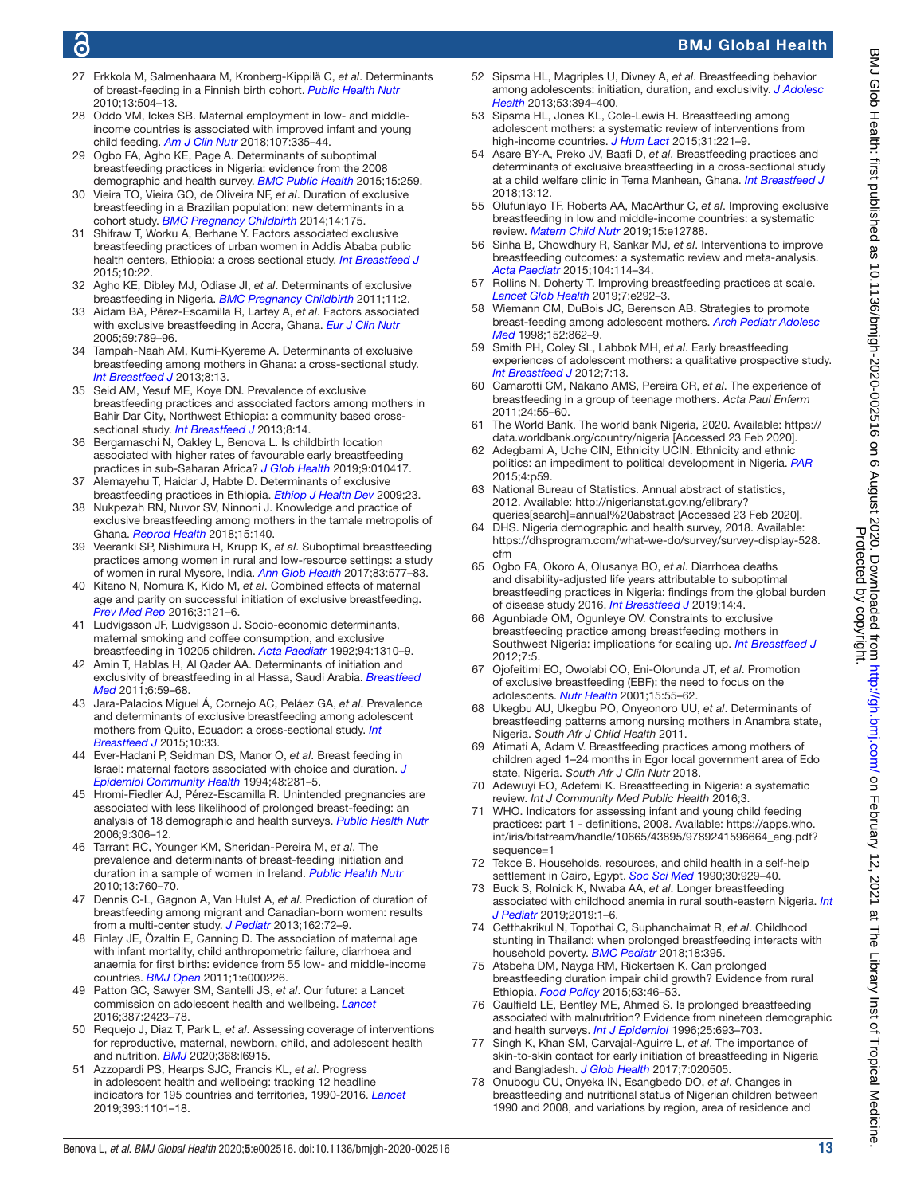27 Erkkola M, Salmenhaara M, Kronberg-Kippilä C, *et al*. Determinants of breast-feeding in a Finnish birth cohort. *Public Health Nutr* 2010;13:504–13.
28 Oddo VM, Ickes SB. Maternal employment in low- and middle-income countries is associated with improved infant and young child feeding. *Am J Clin Nutr* 2018;107:335–44.
29 Ogbo FA, Agho KE, Page A. Determinants of suboptimal breastfeeding practices in Nigeria: evidence from the 2008 demographic and health survey. *BMC Public Health* 2015;15:259.
30 Vieira TO, Vieira GO, de Oliveira NF, *et al*. Duration of exclusive breastfeeding in a Brazilian population: new determinants in a cohort study. *BMC Pregnancy Childbirth* 2014;14:175.
31 Shifraw T, Worku A, Berhane Y. Factors associated exclusive breastfeeding practices of urban women in Addis Ababa public health centers, Ethiopia: a cross sectional study. *Int Breastfeed J* 2015;10:22.
32 Agho KE, Dibley MJ, Odiase JI, *et al*. Determinants of exclusive breastfeeding in Nigeria. *BMC Pregnancy Childbirth* 2011;11:2.
33 Aidam BA, Pérez-Escamilla R, Lartey A, *et al*. Factors associated with exclusive breastfeeding in Accra, Ghana. *Eur J Clin Nutr* 2005;59:789–96.
34 Tampah-Naah AM, Kumi-Kyereme A. Determinants of exclusive breastfeeding among mothers in Ghana: a cross-sectional study. *Int Breastfeed J* 2013;8:13.
35 Seid AM, Yesuf ME, Koye DN. Prevalence of exclusive breastfeeding practices and associated factors among mothers in Bahir Dar City, Northwest Ethiopia: a community based cross-sectional study. *Int Breastfeed J* 2013;8:14.
36 Bergamaschi N, Oakley L, Benova L. Is childbirth location associated with higher rates of favourable early breastfeeding practices in sub-Saharan Africa? *J Glob Health* 2019;9:010417.
37 Alemayehu T, Haidar J, Habte D. Determinants of exclusive breastfeeding practices in Ethiopia. *Ethiop J Health Dev* 2009;23.
38 Nukpezah RN, Nuvor SV, Ninnoni J. Knowledge and practice of exclusive breastfeeding among mothers in the tamale metropolis of Ghana. *Reprod Health* 2018;15:140.
39 Veeranki SP, Nishimura H, Krupp K, *et al*. Suboptimal breastfeeding practices among women in rural and low-resource settings: a study of women in rural Mysore, India. *Ann Glob Health* 2017;83:577–83.
40 Kitano N, Nomura K, Kido M, *et al*. Combined effects of maternal age and parity on successful initiation of exclusive breastfeeding. *Prev Med Rep* 2016;3:121–6.
41 Ludvigsson JF, Ludvigsson J. Socio-economic determinants, maternal smoking and coffee consumption, and exclusive breastfeeding in 10205 children. *Acta Paediatr* 1992;94:1310–9.
42 Amin T, Hablas H, Al Qader AA. Determinants of initiation and exclusivity of breastfeeding in al Hassa, Saudi Arabia. *Breastfeed Med* 2011;6:59–68.
43 Jara-Palacios Miguel Á, Cornejo AC, Peláez GA, *et al*. Prevalence and determinants of exclusive breastfeeding among adolescent mothers from Quito, Ecuador: a cross-sectional study. *Int Breastfeed J* 2015;10:33.
44 Ever-Hadani P, Seidman DS, Manor O, *et al*. Breast feeding in Israel: maternal factors associated with choice and duration. *J Epidemiol Community Health* 1994;48:281–5.
45 Hromi-Fiedler AJ, Pérez-Escamilla R. Unintended pregnancies are associated with less likelihood of prolonged breast-feeding: an analysis of 18 demographic and health surveys. *Public Health Nutr* 2006;9:306–12.
46 Tarrant RC, Younger KM, Sheridan-Pereira M, *et al*. The prevalence and determinants of breast-feeding initiation and duration in a sample of women in Ireland. *Public Health Nutr* 2010;13:760–70.
47 Dennis C-L, Gagnon A, Van Hulst A, *et al*. Prediction of duration of breastfeeding among migrant and Canadian-born women: results from a multi-center study. *J Pediatr* 2013;162:72–9.
48 Finlay JE, Özaltin E, Canning D. The association of maternal age with infant mortality, child anthropometric failure, diarrhoea and anaemia for first births: evidence from 55 low- and middle-income countries. *BMJ Open* 2011;1:e000226.
49 Patton GC, Sawyer SM, Santelli JS, *et al*. Our future: a Lancet commission on adolescent health and wellbeing. *Lancet* 2016;387:2423–78.
50 Requejo J, Diaz T, Park L, *et al*. Assessing coverage of interventions for reproductive, maternal, newborn, child, and adolescent health and nutrition. *BMJ* 2020;368:l6915.
51 Azzopardi PS, Hearps SJC, Francis KL, *et al*. Progress in adolescent health and wellbeing: tracking 12 headline indicators for 195 countries and territories, 1990-2016. *Lancet* 2019;393:1101–18.
52 Sipsma HL, Magriples U, Divney A, *et al*. Breastfeeding behavior among adolescents: initiation, duration, and exclusivity. *J Adolesc Health* 2013;53:394–400.
53 Sipsma HL, Jones KL, Cole-Lewis H. Breastfeeding among adolescent mothers: a systematic review of interventions from high-income countries. *J Hum Lact* 2015;31:221–9.
54 Asare BY-A, Preko JV, Baafi D, *et al*. Breastfeeding practices and determinants of exclusive breastfeeding in a cross-sectional study at a child welfare clinic in Tema Manhean, Ghana. *Int Breastfeed J* 2018;13:12.
55 Olufunlayo TF, Roberts AA, MacArthur C, *et al*. Improving exclusive breastfeeding in low and middle-income countries: a systematic review. *Matern Child Nutr* 2019;15:e12788.
56 Sinha B, Chowdhury R, Sankar MJ, *et al*. Interventions to improve breastfeeding outcomes: a systematic review and meta-analysis. *Acta Paediatr* 2015;104:114–34.
57 Rollins N, Doherty T. Improving breastfeeding practices at scale. *Lancet Glob Health* 2019;7:e292–3.
58 Wiemann CM, DuBois JC, Berenson AB. Strategies to promote breast-feeding among adolescent mothers. *Arch Pediatr Adolesc Med* 1998;152:862–9.
59 Smith PH, Coley SL, Labbok MH, *et al*. Early breastfeeding experiences of adolescent mothers: a qualitative prospective study. *Int Breastfeed J* 2012;7:13.
60 Camarotti CM, Nakano AMS, Pereira CR, *et al*. The experience of breastfeeding in a group of teenage mothers. *Acta Paul Enferm* 2011;24:55–60.
61 The World Bank. The world bank Nigeria, 2020. Available: https://data.worldbank.org/country/nigeria [Accessed 23 Feb 2020].
62 Adegbami A, Uche CIN, Ethnicity UCIN. Ethnicity and ethnic politics: an impediment to political development in Nigeria. *PAR* 2015;4:p59.
63 National Bureau of Statistics. Annual abstract of statistics, 2012. Available: http://nigerianstat.gov.ng/elibrary?queries[search]=annual%20abstract [Accessed 23 Feb 2020].
64 DHS. Nigeria demographic and health survey, 2018. Available: https://dhsprogram.com/what-we-do/survey/survey-display-528.cfm
65 Ogbo FA, Okoro A, Olusanya BO, *et al*. Diarrhoea deaths and disability-adjusted life years attributable to suboptimal breastfeeding practices in Nigeria: findings from the global burden of disease study 2016. *Int Breastfeed J* 2019;14:4.
66 Agunbiade OM, Ogunleye OV. Constraints to exclusive breastfeeding practice among breastfeeding mothers in Southwest Nigeria: implications for scaling up. *Int Breastfeed J* 2012;7:5.
67 Ojofeitimi EO, Owolabi OO, Eni-Olorunda JT, *et al*. Promotion of exclusive breastfeeding (EBF): the need to focus on the adolescents. *Nutr Health* 2001;15:55–62.
68 Ukegbu AU, Ukegbu PO, Onyeonoro UU, *et al*. Determinants of breastfeeding patterns among nursing mothers in Anambra state, Nigeria. *South Afr J Child Health* 2011.
69 Atimati A, Adam V. Breastfeeding practices among mothers of children aged 1–24 months in Egor local government area of Edo state, Nigeria. *South Afr J Clin Nutr* 2018.
70 Adewuyi EO, Adefemi K. Breastfeeding in Nigeria: a systematic review. *Int J Community Med Public Health* 2016;3.
71 WHO. Indicators for assessing infant and young child feeding practices: part 1 - definitions, 2008. Available: https://apps.who.int/iris/bitstream/handle/10665/43895/9789241596664_eng.pdf?sequence=1
72 Tekce B. Households, resources, and child health in a self-help settlement in Cairo, Egypt. *Soc Sci Med* 1990;30:929–40.
73 Buck S, Rolnick K, Nwaba AA, *et al*. Longer breastfeeding associated with childhood anemia in rural south-eastern Nigeria. *Int J Pediatr* 2019;2019:1–6.
74 Cetthakrikul N, Topothai C, Suphanchaimat R, *et al*. Childhood stunting in Thailand: when prolonged breastfeeding interacts with household poverty. *BMC Pediatr* 2018;18:395.
75 Atsbeha DM, Nayga RM, Rickertsen K. Can prolonged breastfeeding duration impair child growth? Evidence from rural Ethiopia. *Food Policy* 2015;53:46–53.
76 Caulfield LE, Bentley ME, Ahmed S. Is prolonged breastfeeding associated with malnutrition? Evidence from nineteen demographic and health surveys. *Int J Epidemiol* 1996;25:693–703.
77 Singh K, Khan SM, Carvajal-Aguirre L, *et al*. The importance of skin-to-skin contact for early initiation of breastfeeding in Nigeria and Bangladesh. *J Glob Health* 2017;7:020505.
78 Onubogu CU, Onyeka IN, Esangbedo DO, *et al*. Changes in breastfeeding and nutritional status of Nigerian children between 1990 and 2008, and variations by region, area of residence and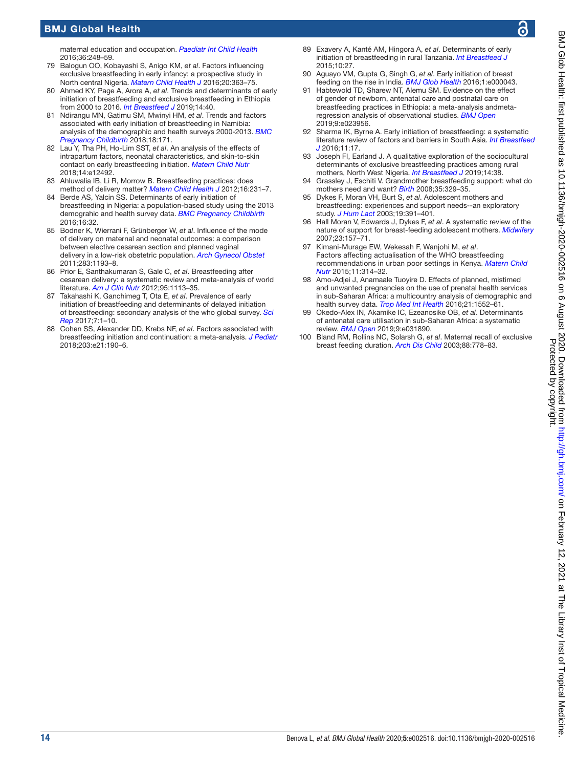maternal education and occupation. *Paediatr Int Child Health* 2016;36:248–59.

79 Balogun OO, Kobayashi S, Anigo KM, *et al*. Factors influencing exclusive breastfeeding in early infancy: a prospective study in North central Nigeria. *Matern Child Health J* 2016;20:363–75.

80 Ahmed KY, Page A, Arora A, *et al*. Trends and determinants of early initiation of breastfeeding and exclusive breastfeeding in Ethiopia from 2000 to 2016. *Int Breastfeed J* 2019;14:40.

81 Ndirangu MN, Gatimu SM, Mwinyi HM, *et al*. Trends and factors associated with early initiation of breastfeeding in Namibia: analysis of the demographic and health surveys 2000-2013. *BMC Pregnancy Childbirth* 2018;18:171.

82 Lau Y, Tha PH, Ho-Lim SST, *et al*. An analysis of the effects of intrapartum factors, neonatal characteristics, and skin-to-skin contact on early breastfeeding initiation. *Matern Child Nutr* 2018;14:e12492.

83 Ahluwalia IB, Li R, Morrow B. Breastfeeding practices: does method of delivery matter? *Matern Child Health J* 2012;16:231–7.

84 Berde AS, Yalcin SS. Determinants of early initiation of breastfeeding in Nigeria: a population-based study using the 2013 demograhic and health survey data. *BMC Pregnancy Childbirth* 2016;16:32.

85 Bodner K, Wierrani F, Grünberger W, *et al*. Influence of the mode of delivery on maternal and neonatal outcomes: a comparison between elective cesarean section and planned vaginal delivery in a low-risk obstetric population. *Arch Gynecol Obstet* 2011;283:1193–8.

86 Prior E, Santhakumaran S, Gale C, *et al*. Breastfeeding after cesarean delivery: a systematic review and meta-analysis of world literature. *Am J Clin Nutr* 2012;95:1113–35.

87 Takahashi K, Ganchimeg T, Ota E, *et al*. Prevalence of early initiation of breastfeeding and determinants of delayed initiation of breastfeeding: secondary analysis of the who global survey. *Sci Rep* 2017;7:1–10.

88 Cohen SS, Alexander DD, Krebs NF, *et al*. Factors associated with breastfeeding initiation and continuation: a meta-analysis. *J Pediatr* 2018;203:e21:190–6.

89 Exavery A, Kanté AM, Hingora A, *et al*. Determinants of early initiation of breastfeeding in rural Tanzania. *Int Breastfeed J* 2015;10:27.

90 Aguayo VM, Gupta G, Singh G, *et al*. Early initiation of breast feeding on the rise in India. *BMJ Glob Health* 2016;1:e000043.

91 Habtewold TD, Sharew NT, Alemu SM. Evidence on the effect of gender of newborn, antenatal care and postnatal care on breastfeeding practices in Ethiopia: a meta-analysis andmeta-regression analysis of observational studies. *BMJ Open* 2019;9:e023956.

92 Sharma IK, Byrne A. Early initiation of breastfeeding: a systematic literature review of factors and barriers in South Asia. *Int Breastfeed J* 2016;11:17.

93 Joseph FI, Earland J. A qualitative exploration of the sociocultural determinants of exclusive breastfeeding practices among rural mothers, North West Nigeria. *Int Breastfeed J* 2019;14:38.

94 Grassley J, Eschiti V. Grandmother breastfeeding support: what do mothers need and want? *Birth* 2008;35:329–35.

95 Dykes F, Moran VH, Burt S, *et al*. Adolescent mothers and breastfeeding: experiences and support needs--an exploratory study. *J Hum Lact* 2003;19:391–401.

96 Hall Moran V, Edwards J, Dykes F, *et al*. A systematic review of the nature of support for breast-feeding adolescent mothers. *Midwifery* 2007;23:157–71.

97 Kimani-Murage EW, Wekesah F, Wanjohi M, *et al*. Factors affecting actualisation of the WHO breastfeeding recommendations in urban poor settings in Kenya. *Matern Child Nutr* 2015;11:314–32.

98 Amo-Adjei J, Anamaale Tuoyire D. Effects of planned, mistimed and unwanted pregnancies on the use of prenatal health services in sub-Saharan Africa: a multicountry analysis of demographic and health survey data. *Trop Med Int Health* 2016;21:1552–61.

99 Okedo-Alex IN, Akamike IC, Ezeanosike OB, *et al*. Determinants of antenatal care utilisation in sub-Saharan Africa: a systematic review. *BMJ Open* 2019;9:e031890.

100 Bland RM, Rollins NC, Solarsh G, *et al*. Maternal recall of exclusive breast feeding duration. *Arch Dis Child* 2003;88:778–83.